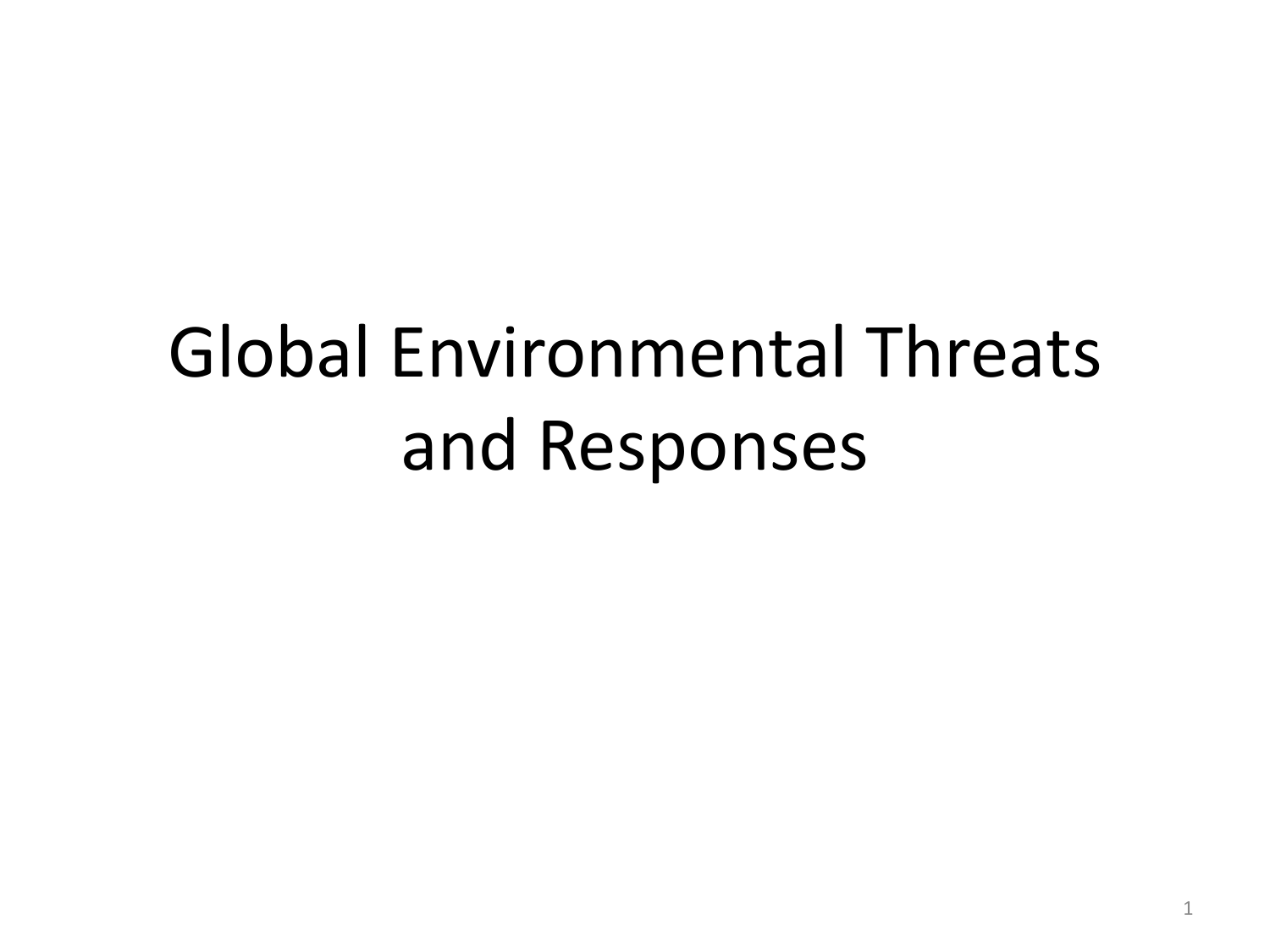# Global Environmental Threats and Responses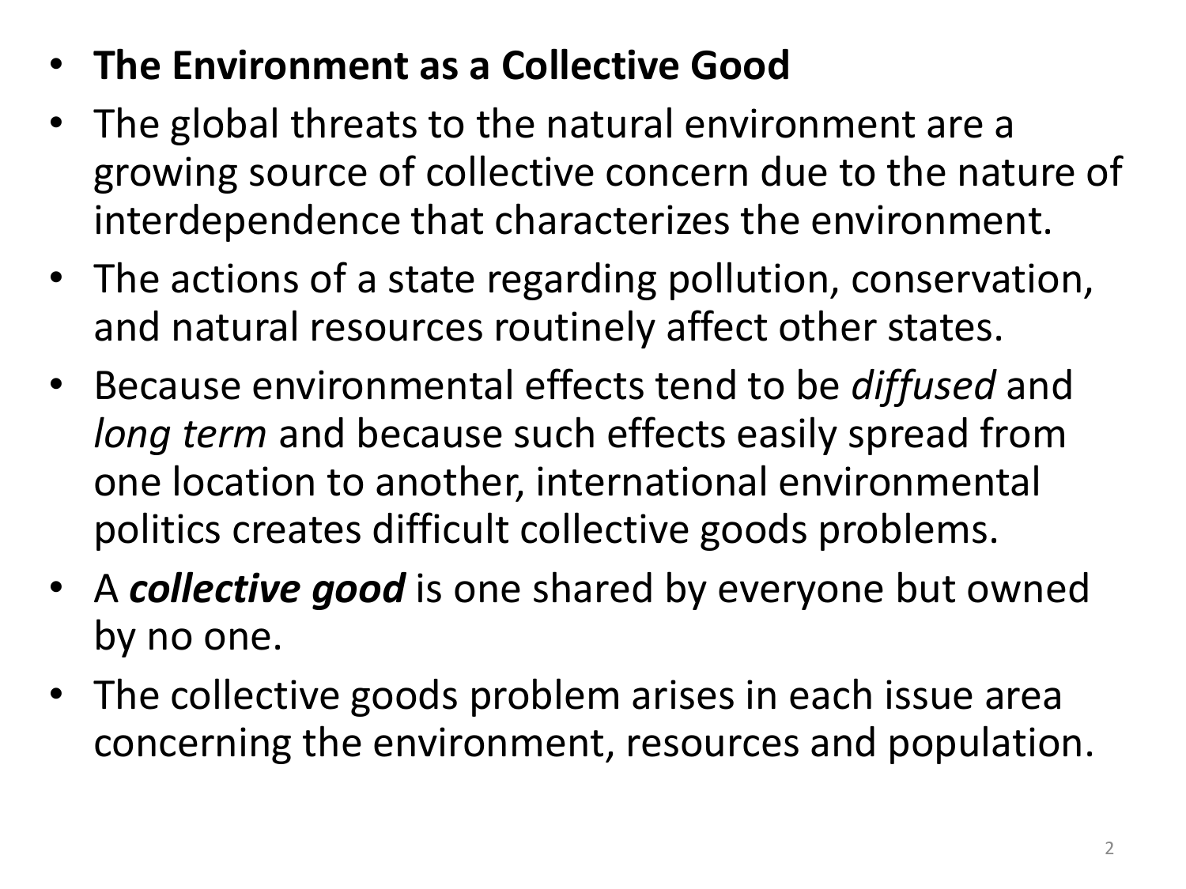- **The Environment as a Collective Good**
- The global threats to the natural environment are a growing source of collective concern due to the nature of interdependence that characterizes the environment.
- The actions of a state regarding pollution, conservation, and natural resources routinely affect other states.
- Because environmental effects tend to be *diffused* and *long term* and because such effects easily spread from one location to another, international environmental politics creates difficult collective goods problems.
- A ***collective good*** is one shared by everyone but owned by no one.
- The collective goods problem arises in each issue area concerning the environment, resources and population.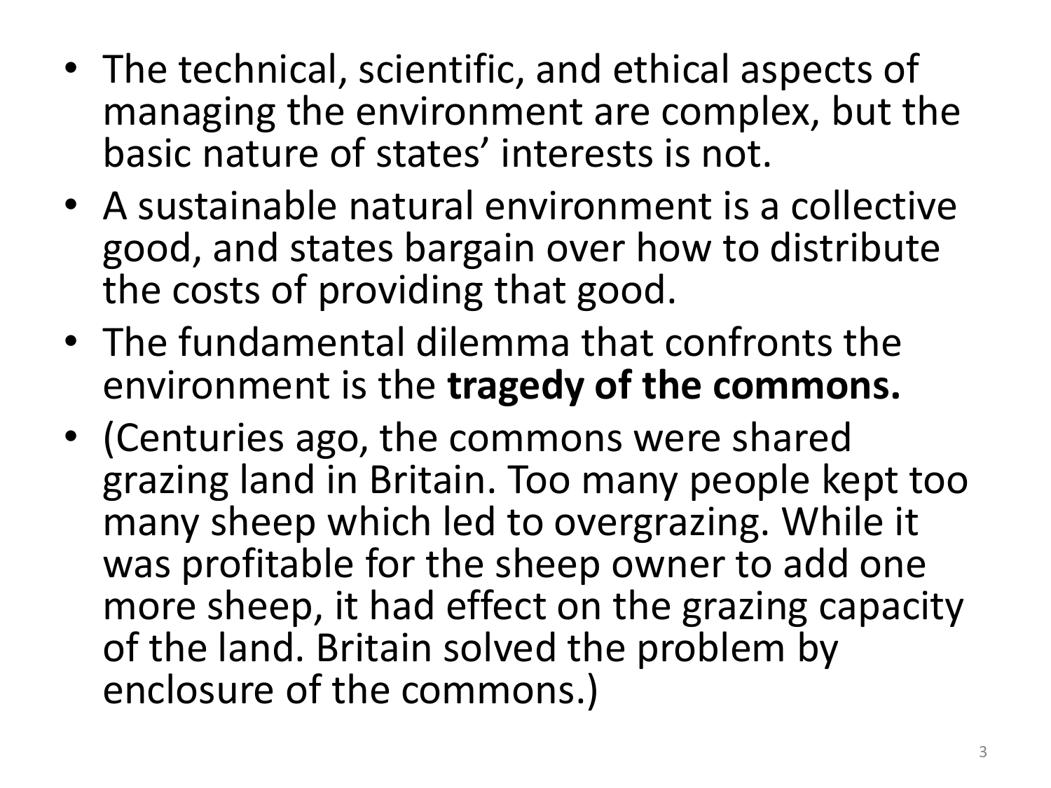- The technical, scientific, and ethical aspects of managing the environment are complex, but the basic nature of states' interests is not.
- A sustainable natural environment is a collective good, and states bargain over how to distribute the costs of providing that good.
- The fundamental dilemma that confronts the environment is the **tragedy of the commons.**
- (Centuries ago, the commons were shared grazing land in Britain. Too many people kept too many sheep which led to overgrazing. While it was profitable for the sheep owner to add one more sheep, it had effect on the grazing capacity of the land. Britain solved the problem by enclosure of the commons.)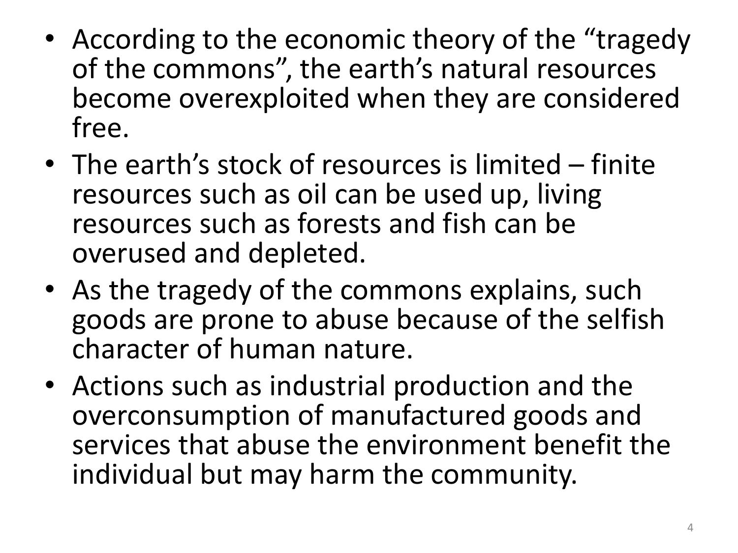- According to the economic theory of the “tragedy of the commons”, the earth’s natural resources become overexploited when they are considered free.
- The earth’s stock of resources is limited – finite resources such as oil can be used up, living resources such as forests and fish can be overused and depleted.
- As the tragedy of the commons explains, such goods are prone to abuse because of the selfish character of human nature.
- Actions such as industrial production and the overconsumption of manufactured goods and services that abuse the environment benefit the individual but may harm the community.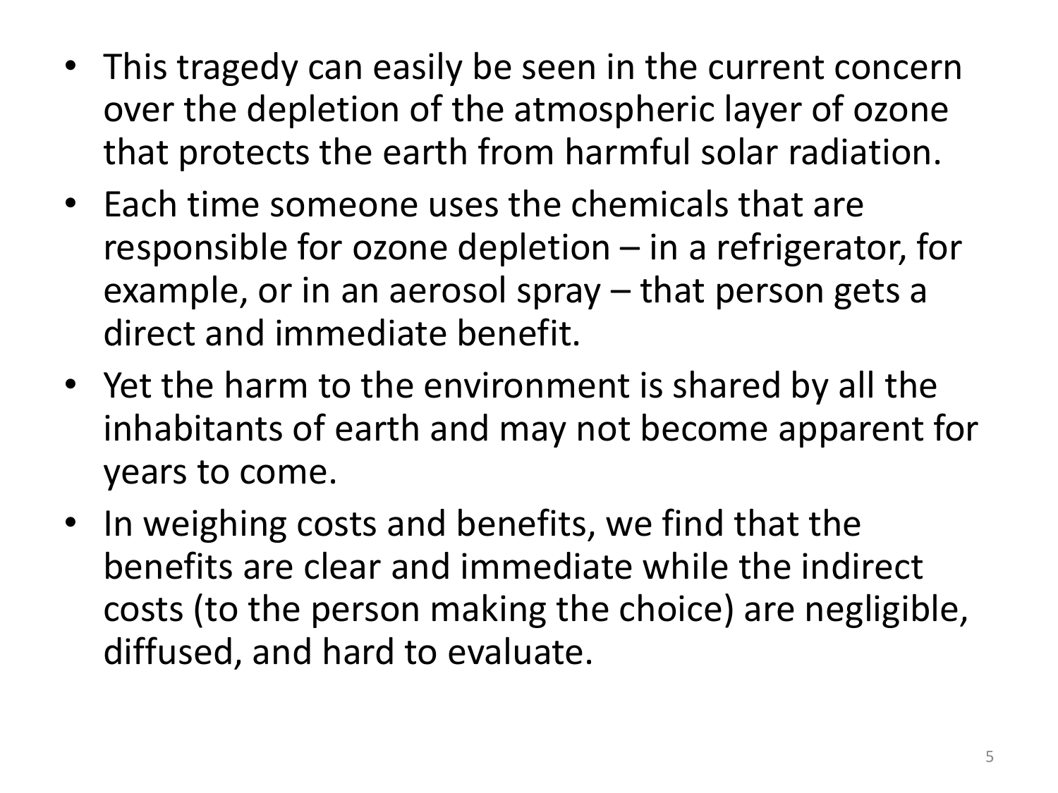- This tragedy can easily be seen in the current concern over the depletion of the atmospheric layer of ozone that protects the earth from harmful solar radiation.
- Each time someone uses the chemicals that are responsible for ozone depletion – in a refrigerator, for example, or in an aerosol spray – that person gets a direct and immediate benefit.
- Yet the harm to the environment is shared by all the inhabitants of earth and may not become apparent for years to come.
- In weighing costs and benefits, we find that the benefits are clear and immediate while the indirect costs (to the person making the choice) are negligible, diffused, and hard to evaluate.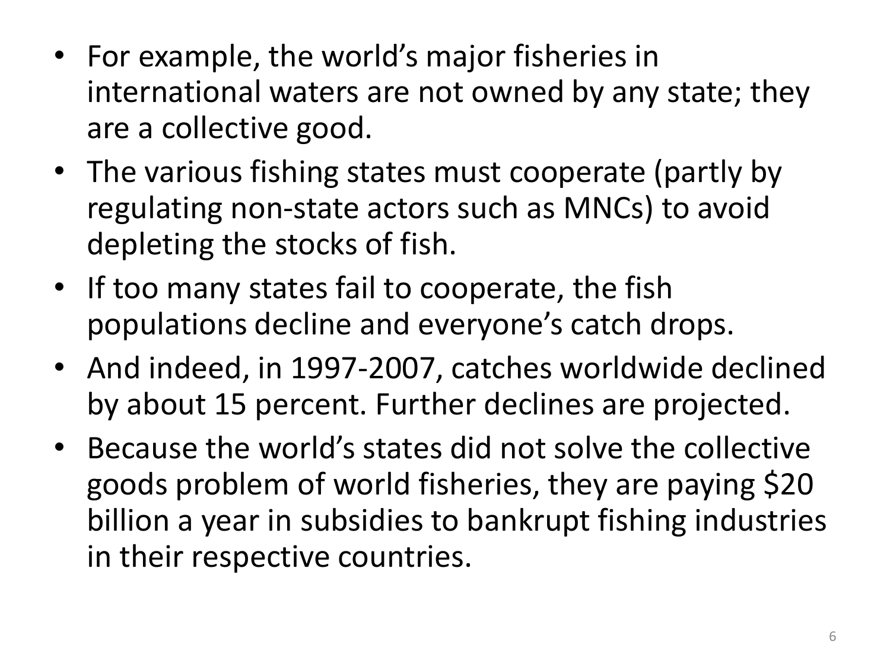- For example, the world’s major fisheries in international waters are not owned by any state; they are a collective good.
- The various fishing states must cooperate (partly by regulating non-state actors such as MNCs) to avoid depleting the stocks of fish.
- If too many states fail to cooperate, the fish populations decline and everyone’s catch drops.
- And indeed, in 1997-2007, catches worldwide declined by about 15 percent. Further declines are projected.
- Because the world’s states did not solve the collective goods problem of world fisheries, they are paying $20 billion a year in subsidies to bankrupt fishing industries in their respective countries.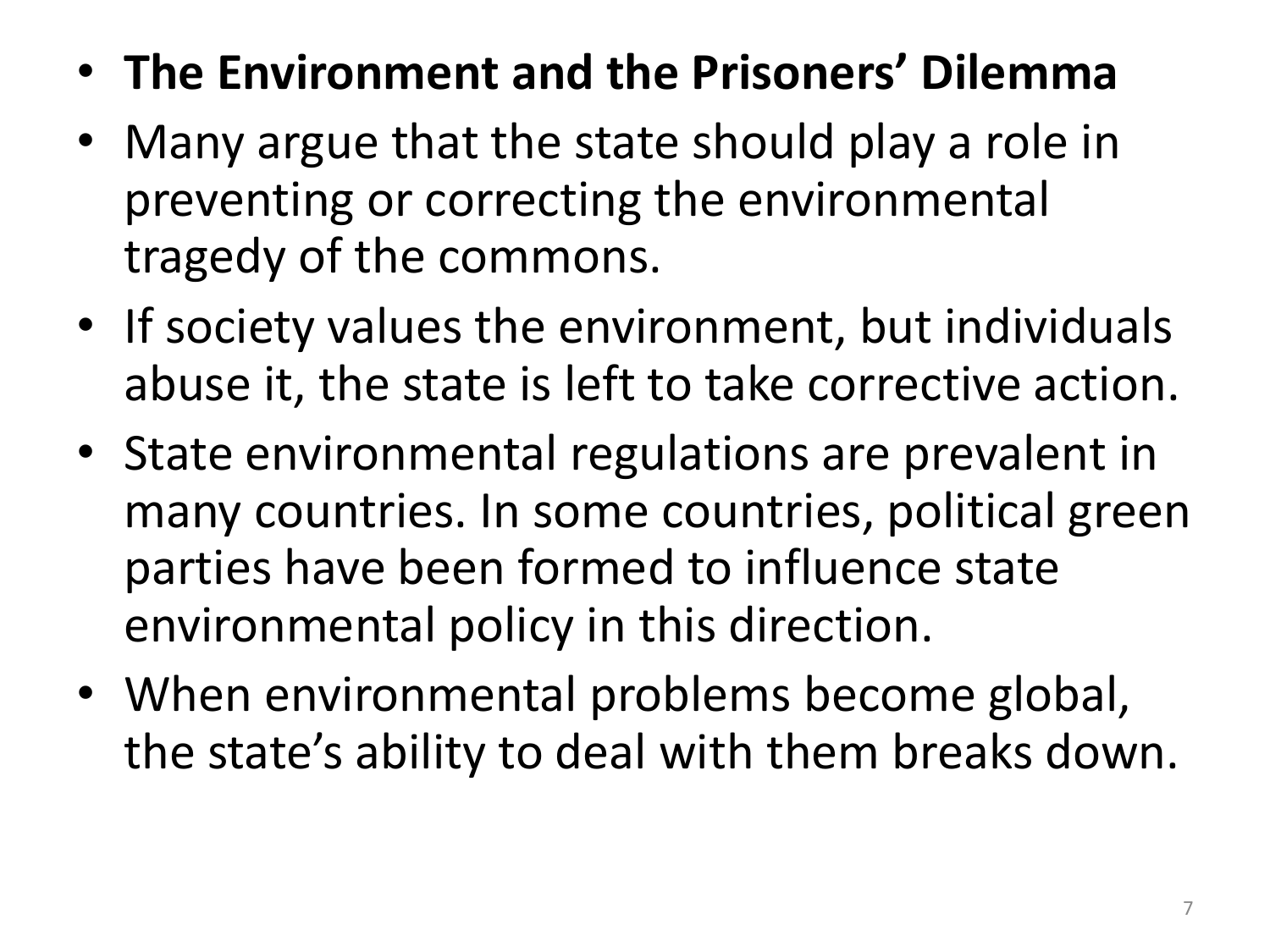- **The Environment and the Prisoners' Dilemma**
- Many argue that the state should play a role in preventing or correcting the environmental tragedy of the commons.
- If society values the environment, but individuals abuse it, the state is left to take corrective action.
- State environmental regulations are prevalent in many countries. In some countries, political green parties have been formed to influence state environmental policy in this direction.
- When environmental problems become global, the state's ability to deal with them breaks down.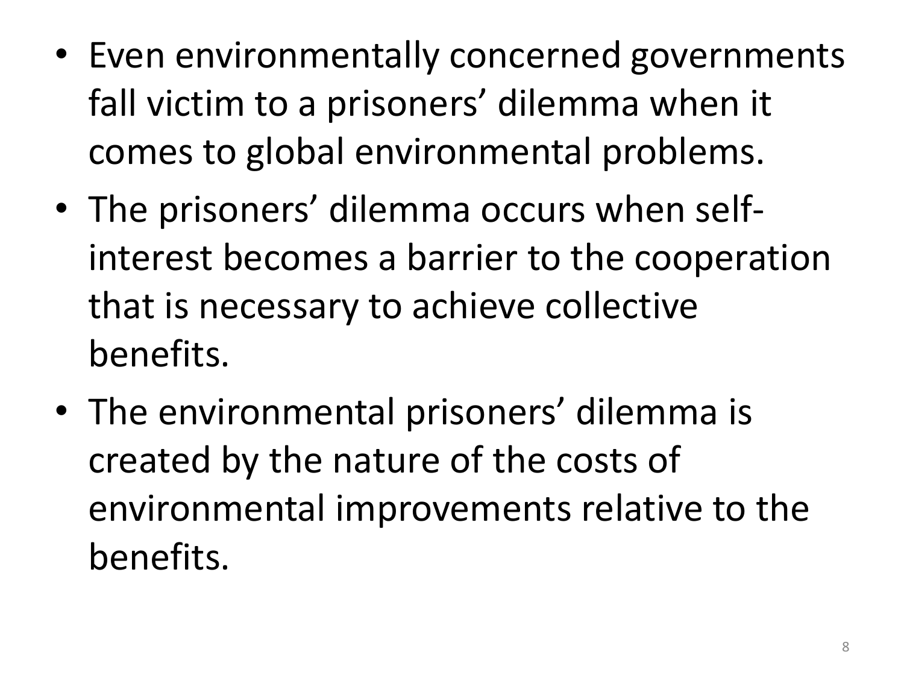- Even environmentally concerned governments fall victim to a prisoners' dilemma when it comes to global environmental problems.
- The prisoners' dilemma occurs when self-interest becomes a barrier to the cooperation that is necessary to achieve collective benefits.
- The environmental prisoners' dilemma is created by the nature of the costs of environmental improvements relative to the benefits.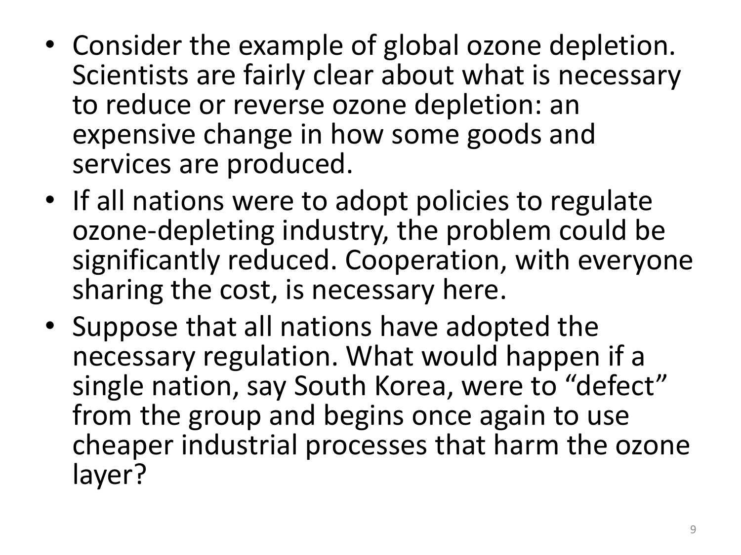- Consider the example of global ozone depletion. Scientists are fairly clear about what is necessary to reduce or reverse ozone depletion: an expensive change in how some goods and services are produced.
- If all nations were to adopt policies to regulate ozone-depleting industry, the problem could be significantly reduced. Cooperation, with everyone sharing the cost, is necessary here.
- Suppose that all nations have adopted the necessary regulation. What would happen if a single nation, say South Korea, were to "defect" from the group and begins once again to use cheaper industrial processes that harm the ozone layer?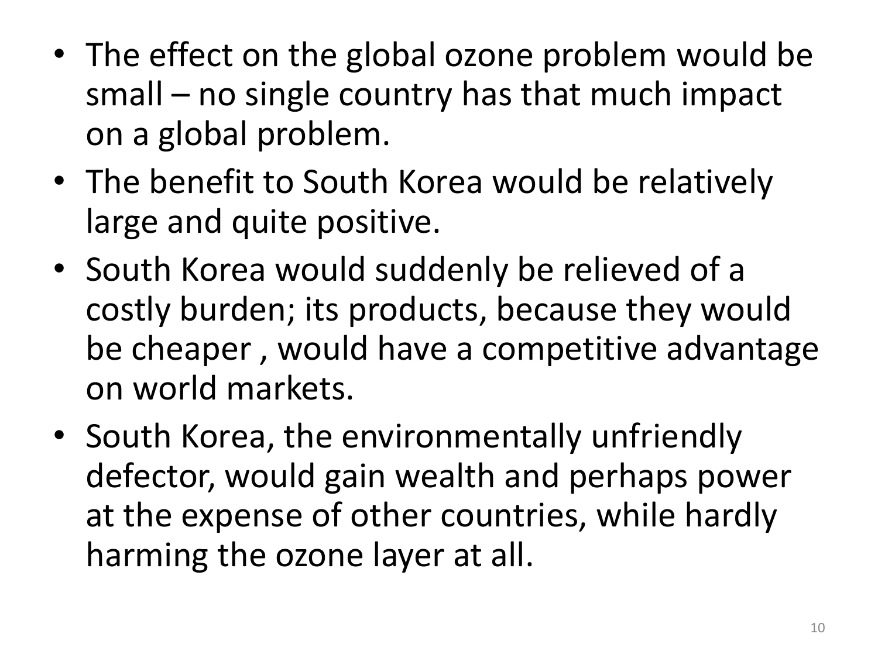- The effect on the global ozone problem would be small – no single country has that much impact on a global problem.
- The benefit to South Korea would be relatively large and quite positive.
- South Korea would suddenly be relieved of a costly burden; its products, because they would be cheaper , would have a competitive advantage on world markets.
- South Korea, the environmentally unfriendly defector, would gain wealth and perhaps power at the expense of other countries, while hardly harming the ozone layer at all.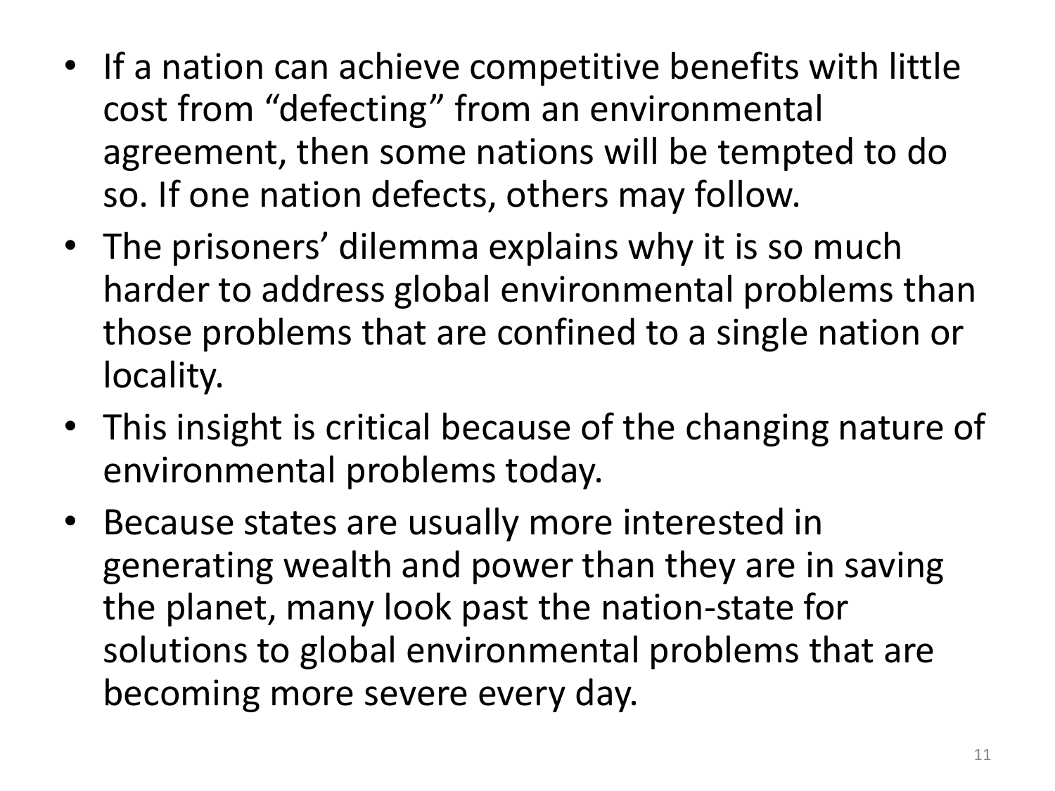- If a nation can achieve competitive benefits with little cost from "defecting" from an environmental agreement, then some nations will be tempted to do so. If one nation defects, others may follow.
- The prisoners' dilemma explains why it is so much harder to address global environmental problems than those problems that are confined to a single nation or locality.
- This insight is critical because of the changing nature of environmental problems today.
- Because states are usually more interested in generating wealth and power than they are in saving the planet, many look past the nation-state for solutions to global environmental problems that are becoming more severe every day.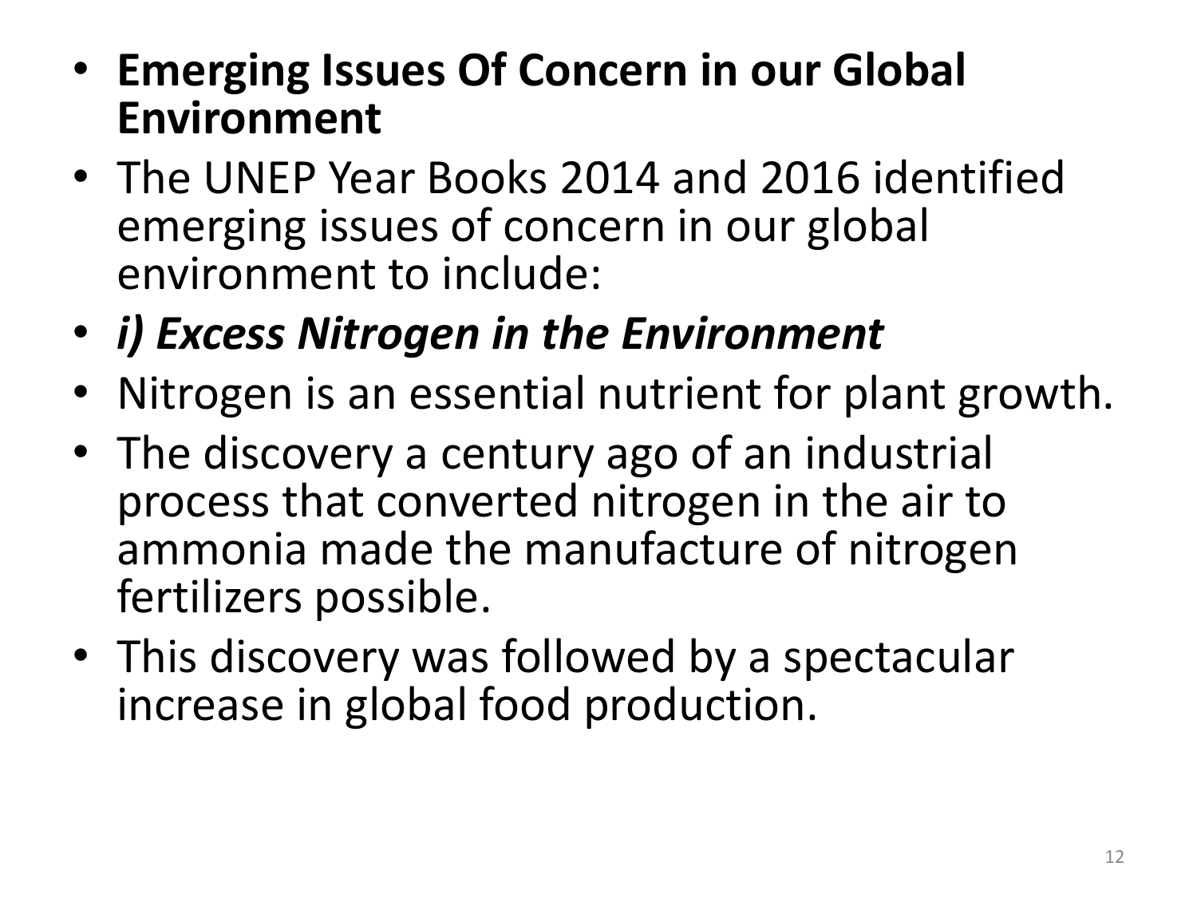- **Emerging Issues Of Concern in our Global Environment**
- The UNEP Year Books 2014 and 2016 identified emerging issues of concern in our global environment to include:
- ***i) Excess Nitrogen in the Environment***
- Nitrogen is an essential nutrient for plant growth.
- The discovery a century ago of an industrial process that converted nitrogen in the air to ammonia made the manufacture of nitrogen fertilizers possible.
- This discovery was followed by a spectacular increase in global food production.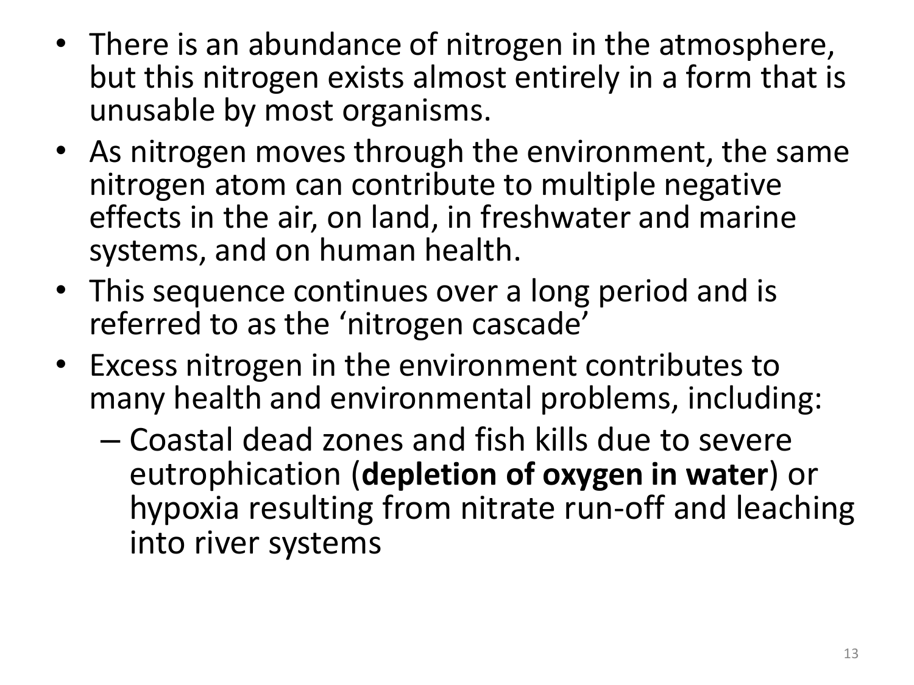- There is an abundance of nitrogen in the atmosphere, but this nitrogen exists almost entirely in a form that is unusable by most organisms.
- As nitrogen moves through the environment, the same nitrogen atom can contribute to multiple negative effects in the air, on land, in freshwater and marine systems, and on human health.
- This sequence continues over a long period and is referred to as the 'nitrogen cascade'
- Excess nitrogen in the environment contributes to many health and environmental problems, including:
  - Coastal dead zones and fish kills due to severe eutrophication (**depletion of oxygen in water**) or hypoxia resulting from nitrate run-off and leaching into river systems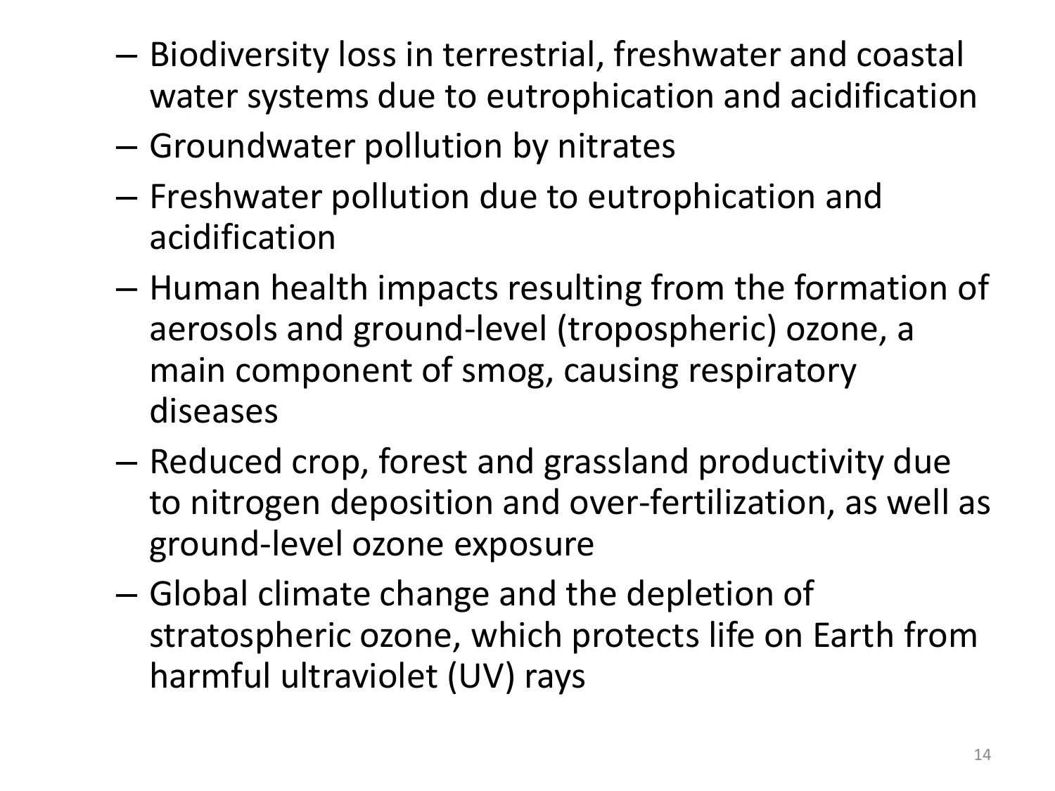- Biodiversity loss in terrestrial, freshwater and coastal water systems due to eutrophication and acidification
- Groundwater pollution by nitrates
- Freshwater pollution due to eutrophication and acidification
- Human health impacts resulting from the formation of aerosols and ground-level (tropospheric) ozone, a main component of smog, causing respiratory diseases
- Reduced crop, forest and grassland productivity due to nitrogen deposition and over-fertilization, as well as ground-level ozone exposure
- Global climate change and the depletion of stratospheric ozone, which protects life on Earth from harmful ultraviolet (UV) rays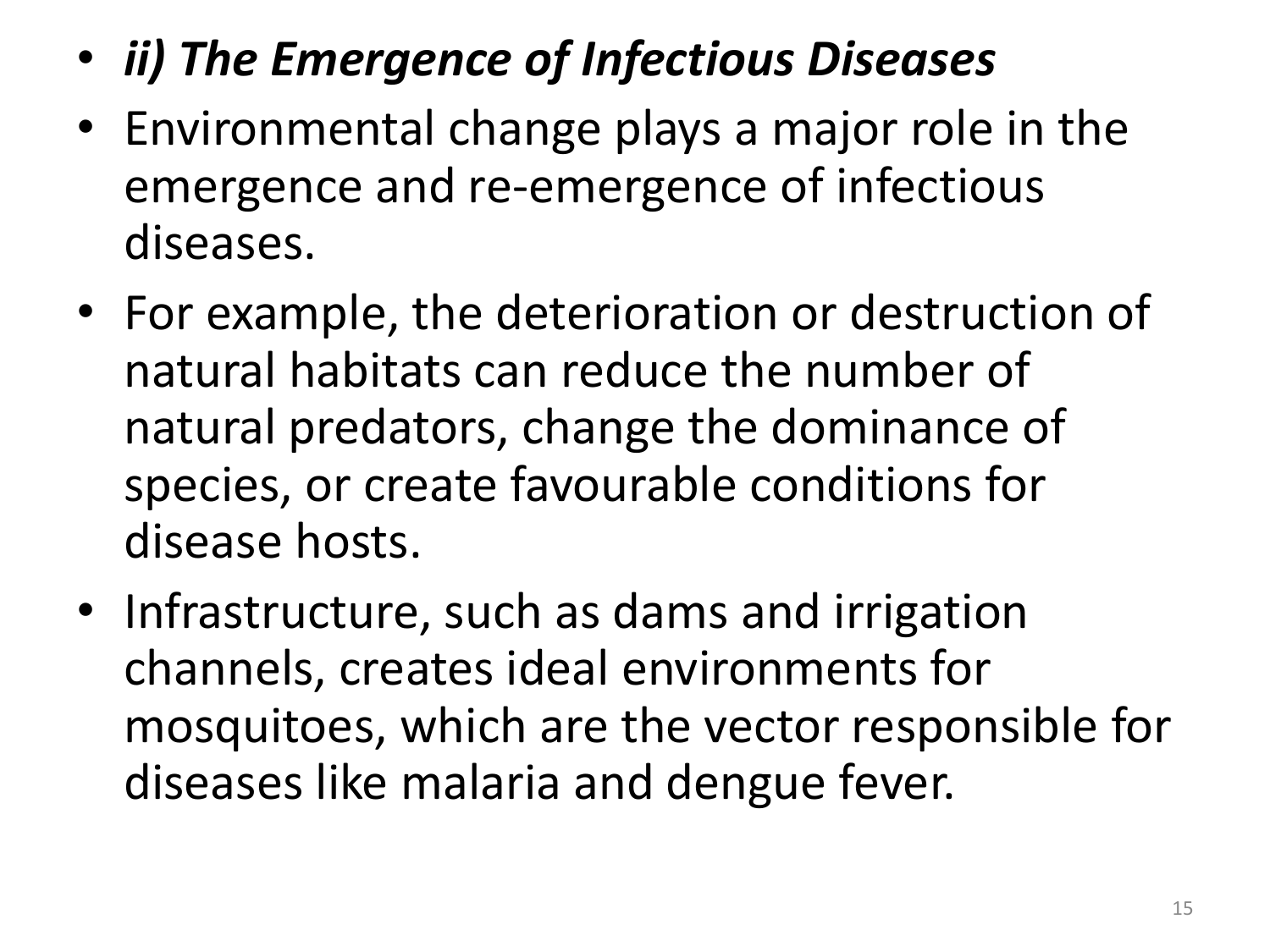- ***ii) The Emergence of Infectious Diseases***
- Environmental change plays a major role in the emergence and re-emergence of infectious diseases.
- For example, the deterioration or destruction of natural habitats can reduce the number of natural predators, change the dominance of species, or create favourable conditions for disease hosts.
- Infrastructure, such as dams and irrigation channels, creates ideal environments for mosquitoes, which are the vector responsible for diseases like malaria and dengue fever.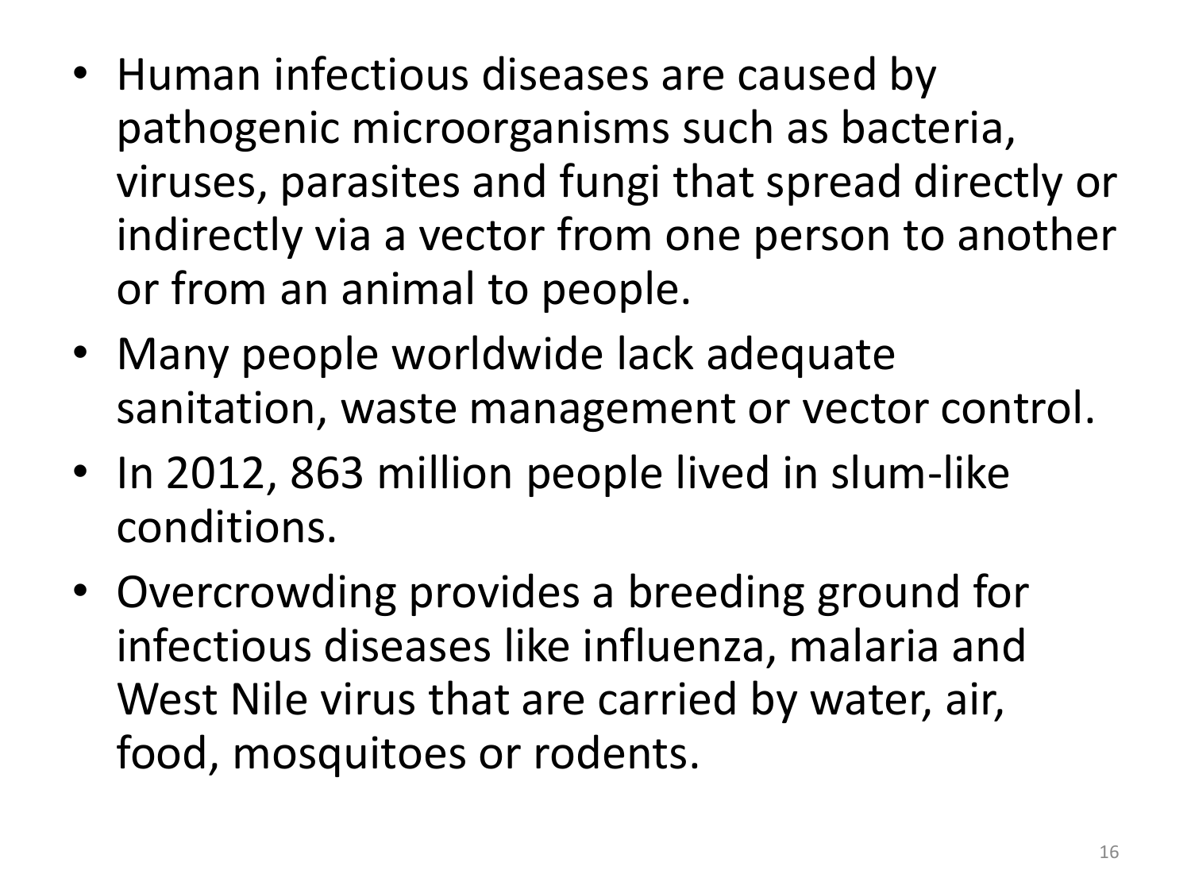- Human infectious diseases are caused by pathogenic microorganisms such as bacteria, viruses, parasites and fungi that spread directly or indirectly via a vector from one person to another or from an animal to people.
- Many people worldwide lack adequate sanitation, waste management or vector control.
- In 2012, 863 million people lived in slum-like conditions.
- Overcrowding provides a breeding ground for infectious diseases like influenza, malaria and West Nile virus that are carried by water, air, food, mosquitoes or rodents.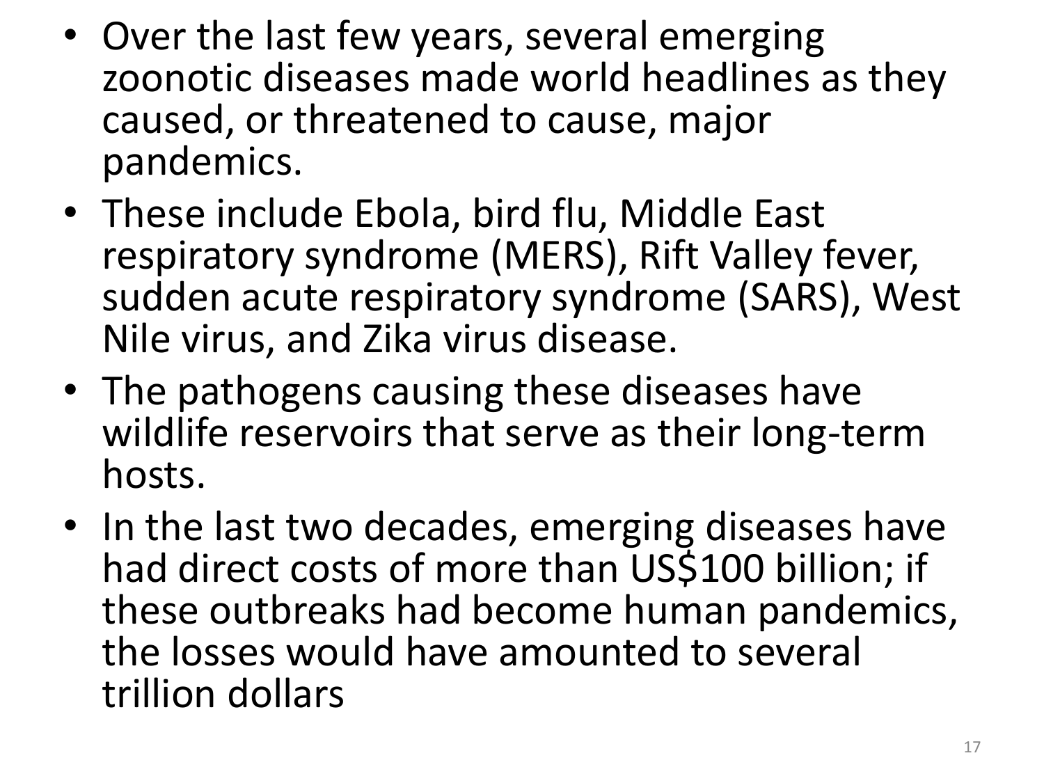- Over the last few years, several emerging zoonotic diseases made world headlines as they caused, or threatened to cause, major pandemics.
- These include Ebola, bird flu, Middle East respiratory syndrome (MERS), Rift Valley fever, sudden acute respiratory syndrome (SARS), West Nile virus, and Zika virus disease.
- The pathogens causing these diseases have wildlife reservoirs that serve as their long-term hosts.
- In the last two decades, emerging diseases have had direct costs of more than US$100 billion; if these outbreaks had become human pandemics, the losses would have amounted to several trillion dollars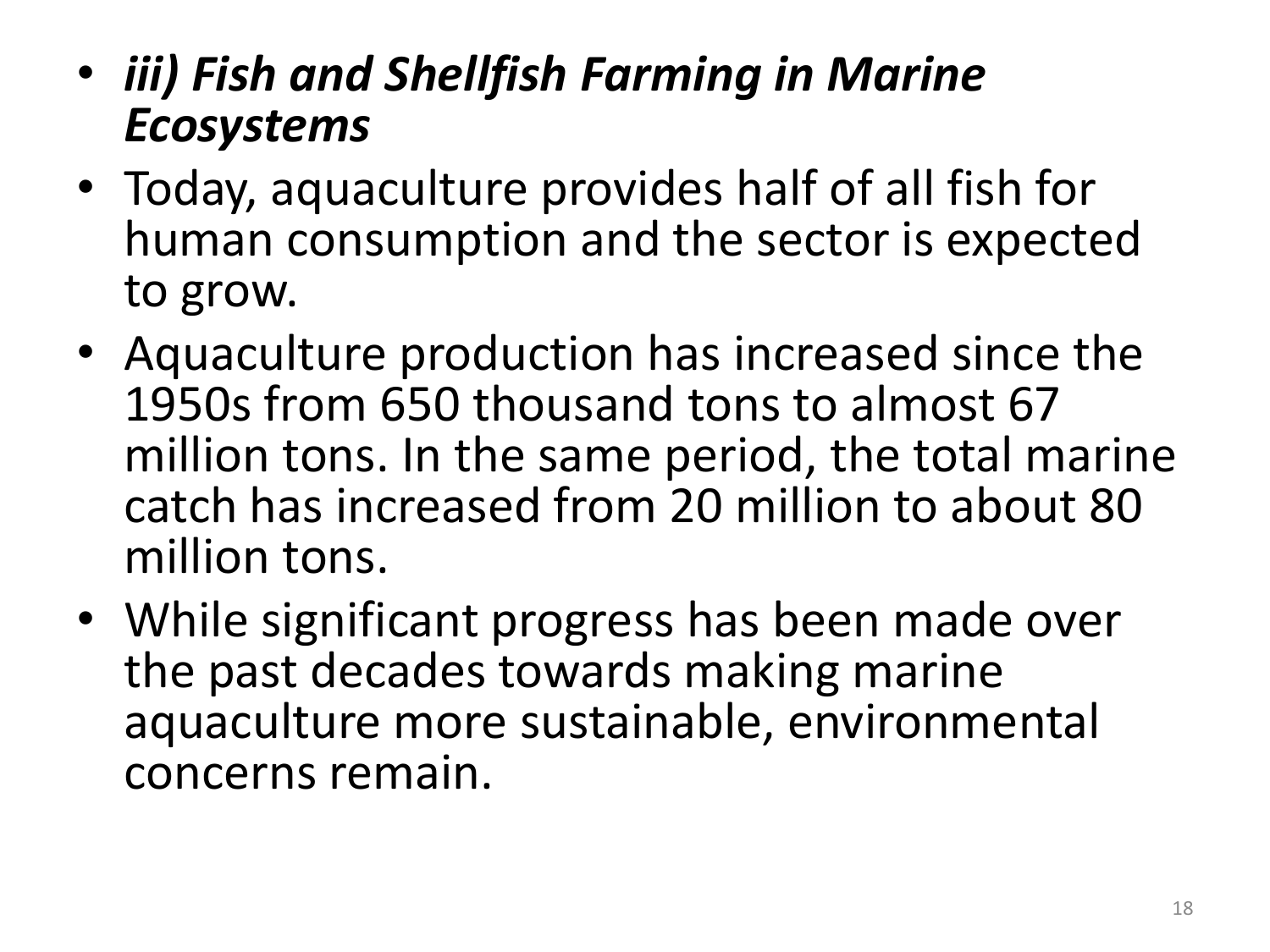- ***iii) Fish and Shellfish Farming in Marine Ecosystems***
- Today, aquaculture provides half of all fish for human consumption and the sector is expected to grow.
- Aquaculture production has increased since the 1950s from 650 thousand tons to almost 67 million tons. In the same period, the total marine catch has increased from 20 million to about 80 million tons.
- While significant progress has been made over the past decades towards making marine aquaculture more sustainable, environmental concerns remain.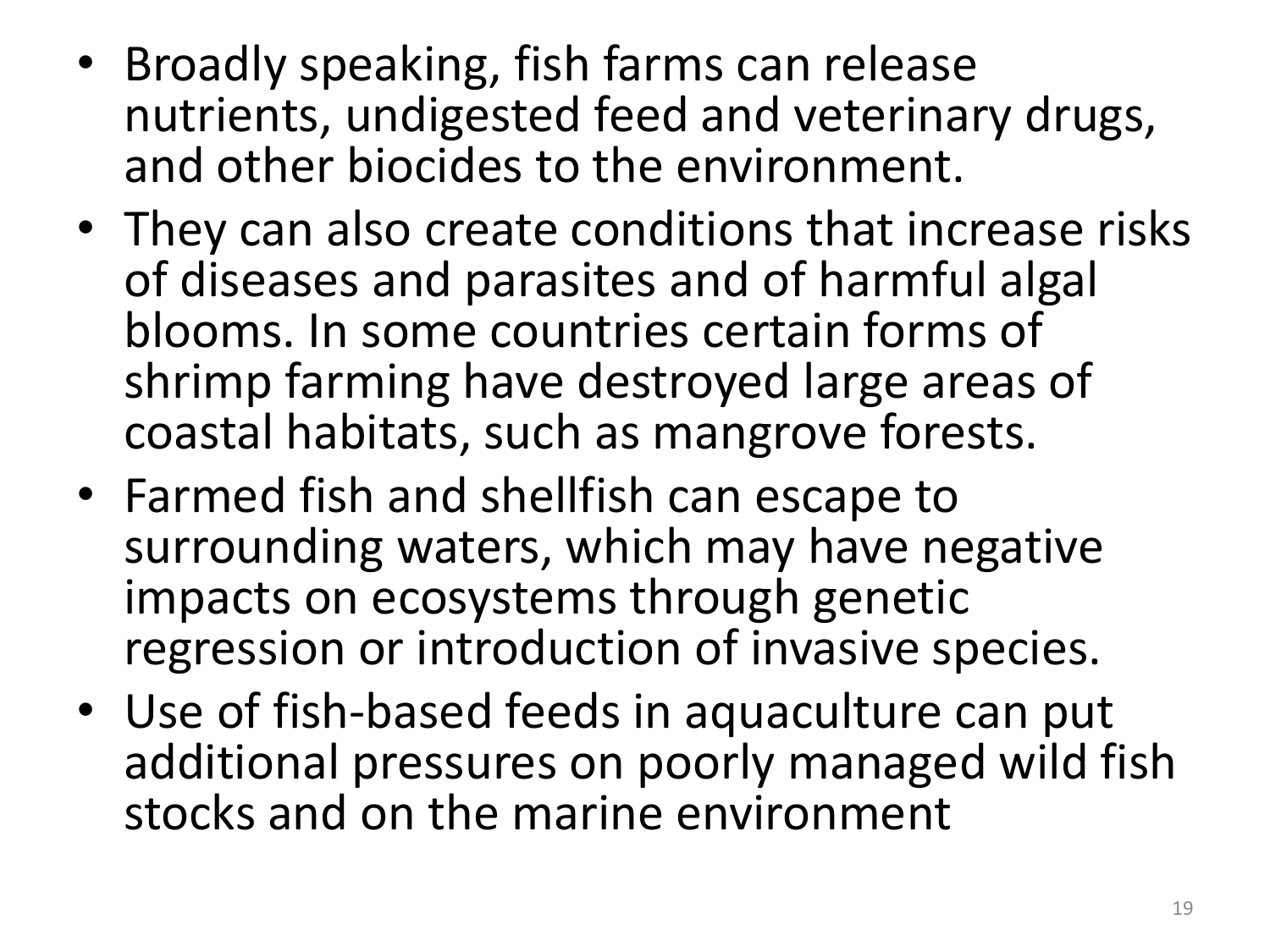- Broadly speaking, fish farms can release nutrients, undigested feed and veterinary drugs, and other biocides to the environment.
- They can also create conditions that increase risks of diseases and parasites and of harmful algal blooms. In some countries certain forms of shrimp farming have destroyed large areas of coastal habitats, such as mangrove forests.
- Farmed fish and shellfish can escape to surrounding waters, which may have negative impacts on ecosystems through genetic regression or introduction of invasive species.
- Use of fish-based feeds in aquaculture can put additional pressures on poorly managed wild fish stocks and on the marine environment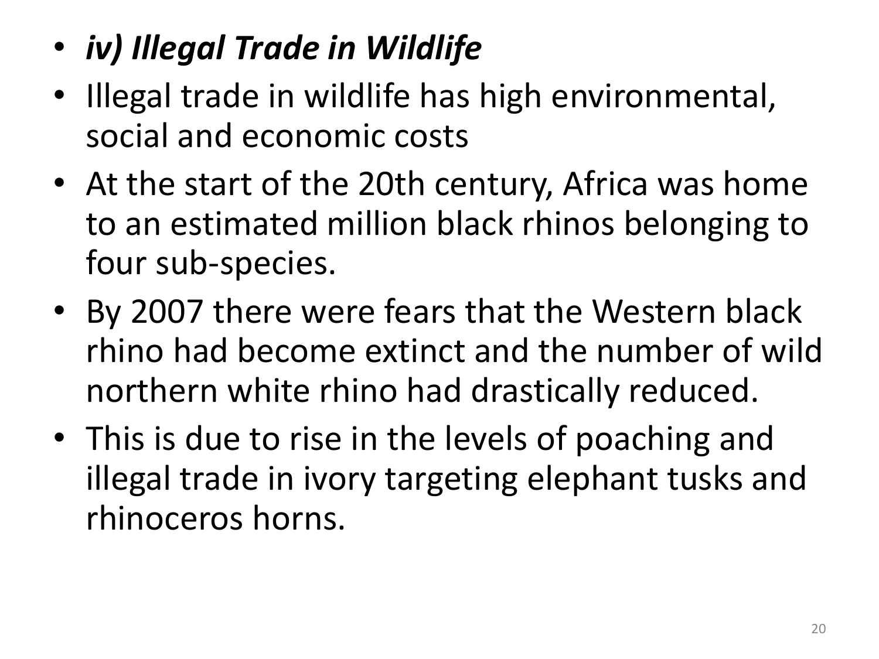- ***iv) Illegal Trade in Wildlife***
- Illegal trade in wildlife has high environmental, social and economic costs
- At the start of the 20th century, Africa was home to an estimated million black rhinos belonging to four sub-species.
- By 2007 there were fears that the Western black rhino had become extinct and the number of wild northern white rhino had drastically reduced.
- This is due to rise in the levels of poaching and illegal trade in ivory targeting elephant tusks and rhinoceros horns.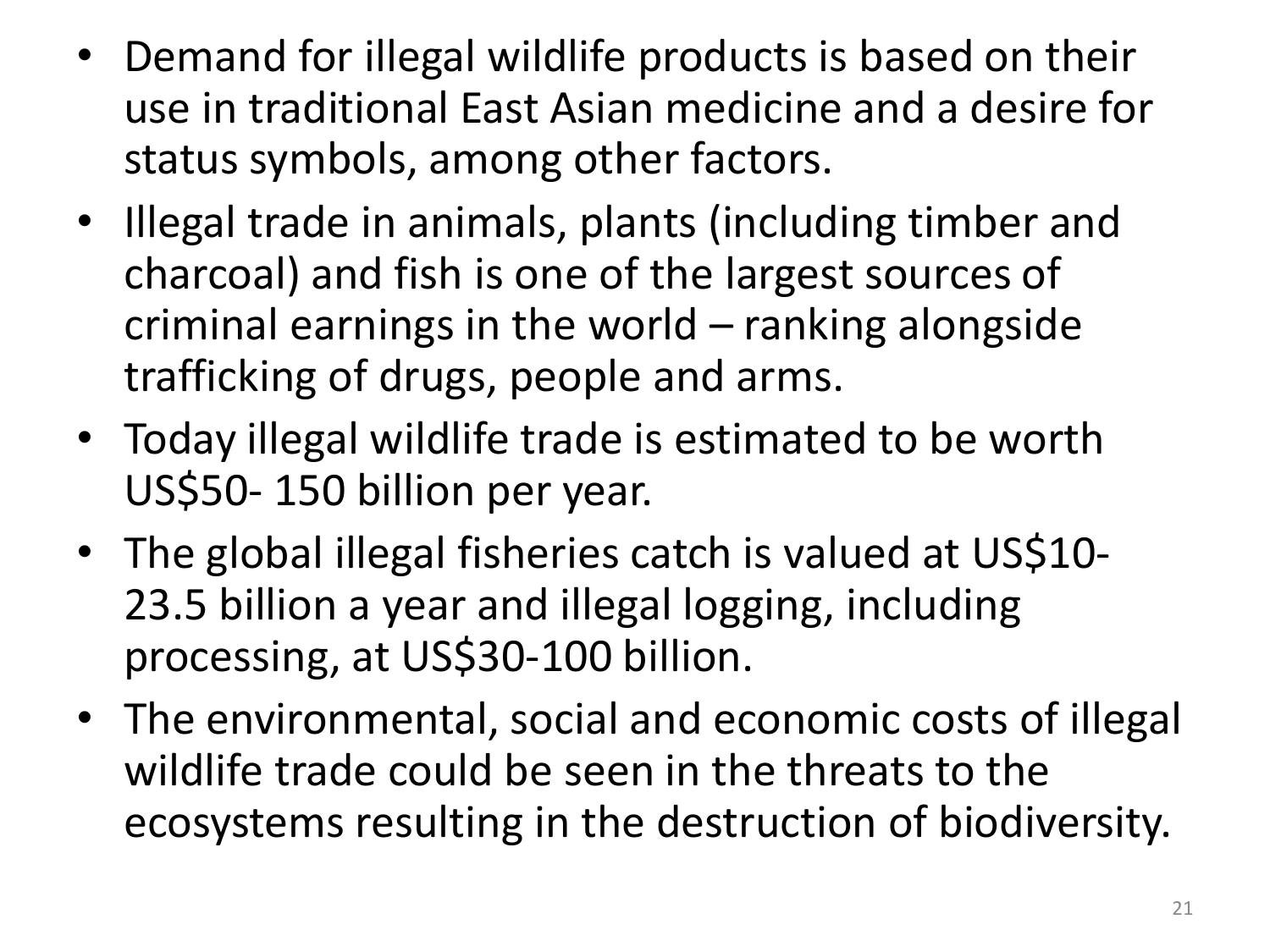- Demand for illegal wildlife products is based on their use in traditional East Asian medicine and a desire for status symbols, among other factors.
- Illegal trade in animals, plants (including timber and charcoal) and fish is one of the largest sources of criminal earnings in the world – ranking alongside trafficking of drugs, people and arms.
- Today illegal wildlife trade is estimated to be worth US$50- 150 billion per year.
- The global illegal fisheries catch is valued at US$10-23.5 billion a year and illegal logging, including processing, at US$30-100 billion.
- The environmental, social and economic costs of illegal wildlife trade could be seen in the threats to the ecosystems resulting in the destruction of biodiversity.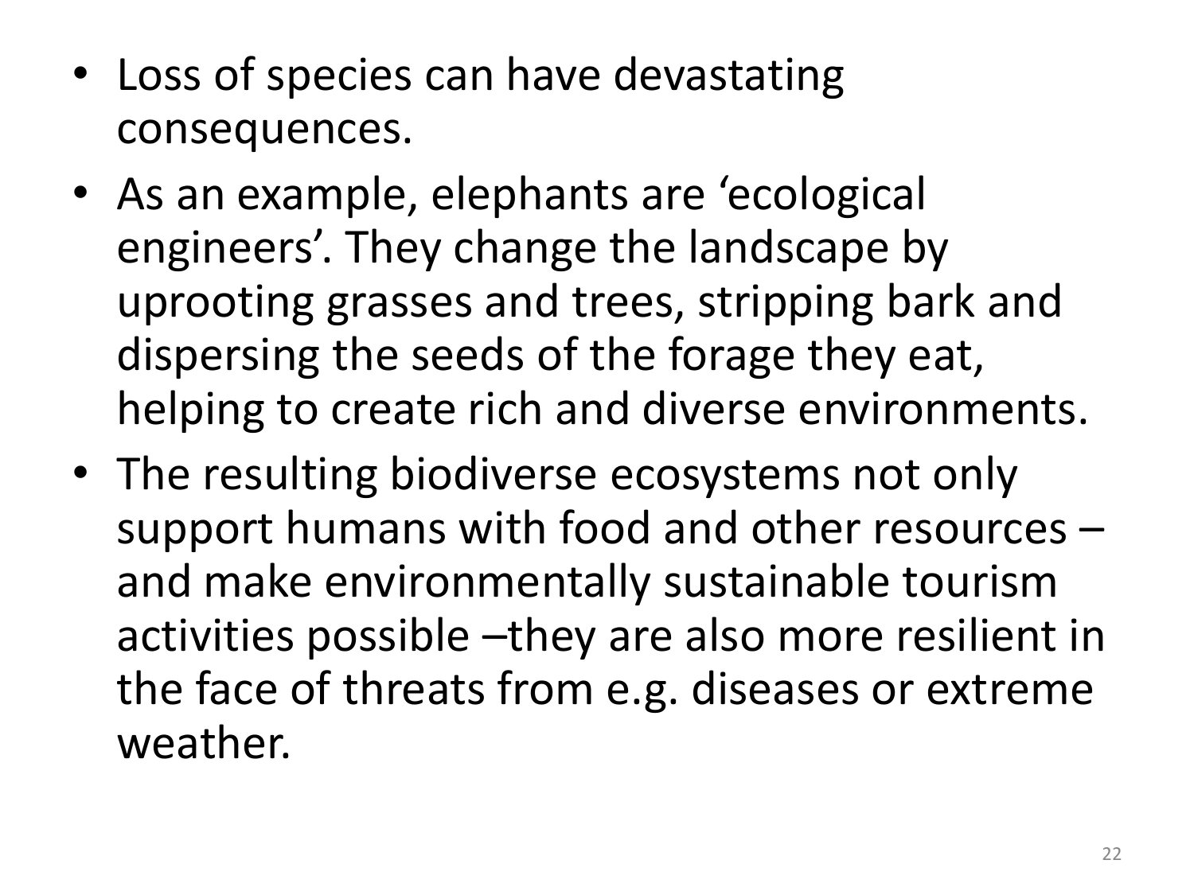- Loss of species can have devastating consequences.
- As an example, elephants are ‘ecological engineers’. They change the landscape by uprooting grasses and trees, stripping bark and dispersing the seeds of the forage they eat, helping to create rich and diverse environments.
- The resulting biodiverse ecosystems not only support humans with food and other resources – and make environmentally sustainable tourism activities possible –they are also more resilient in the face of threats from e.g. diseases or extreme weather.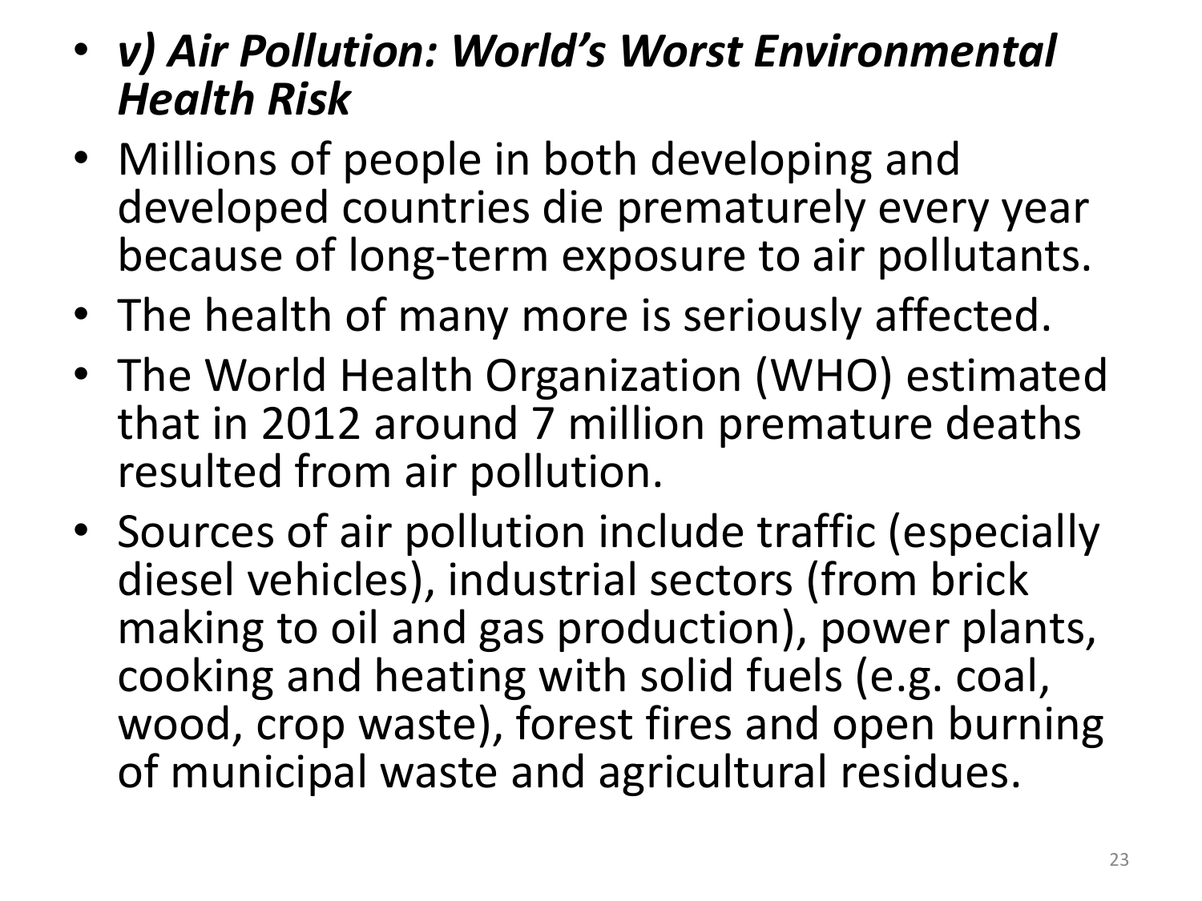- ***v) Air Pollution: World's Worst Environmental Health Risk***
- Millions of people in both developing and developed countries die prematurely every year because of long-term exposure to air pollutants.
- The health of many more is seriously affected.
- The World Health Organization (WHO) estimated that in 2012 around 7 million premature deaths resulted from air pollution.
- Sources of air pollution include traffic (especially diesel vehicles), industrial sectors (from brick making to oil and gas production), power plants, cooking and heating with solid fuels (e.g. coal, wood, crop waste), forest fires and open burning of municipal waste and agricultural residues.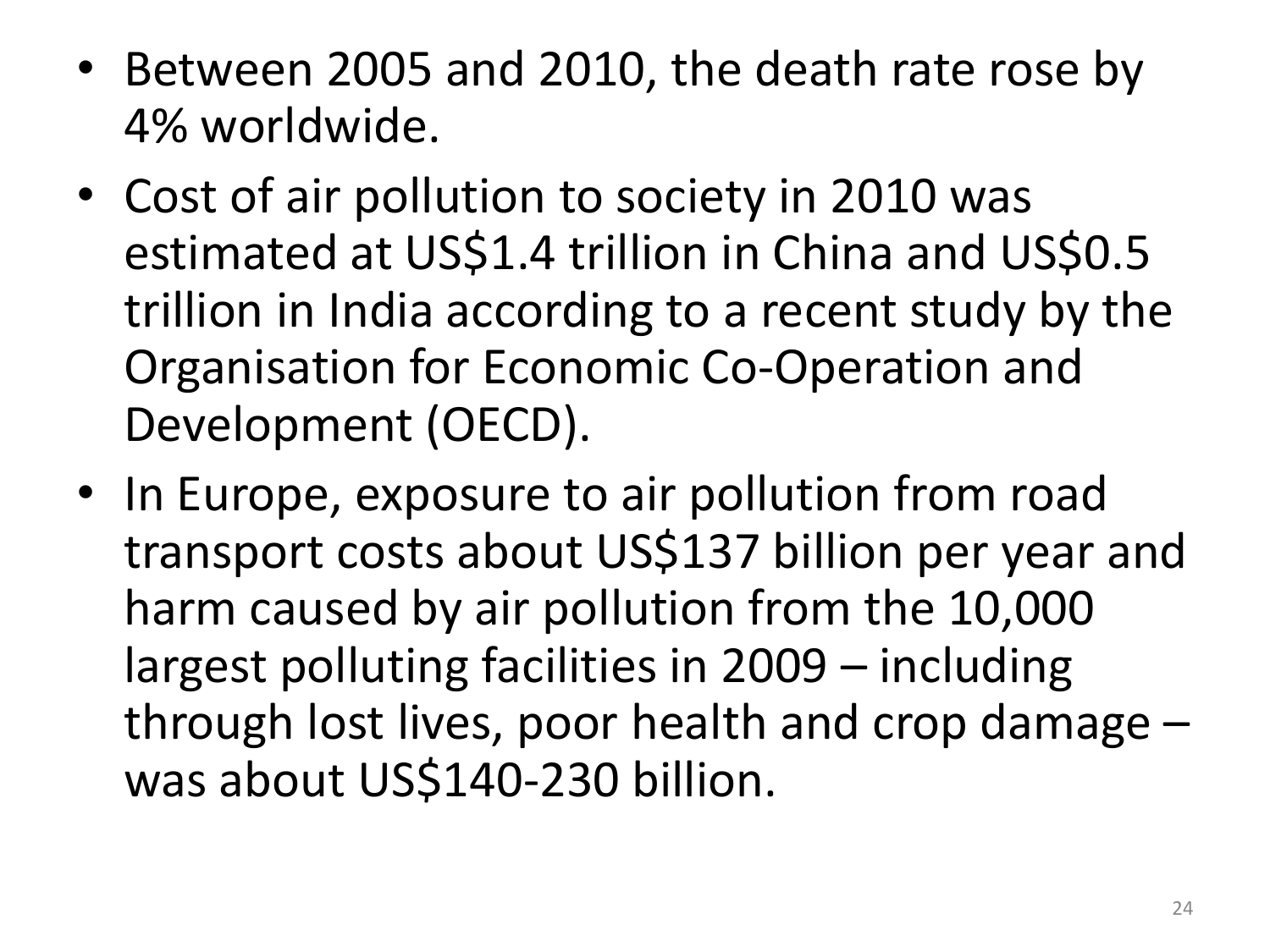- Between 2005 and 2010, the death rate rose by 4% worldwide.
- Cost of air pollution to society in 2010 was estimated at US$1.4 trillion in China and US$0.5 trillion in India according to a recent study by the Organisation for Economic Co-Operation and Development (OECD).
- In Europe, exposure to air pollution from road transport costs about US$137 billion per year and harm caused by air pollution from the 10,000 largest polluting facilities in 2009 – including through lost lives, poor health and crop damage – was about US$140-230 billion.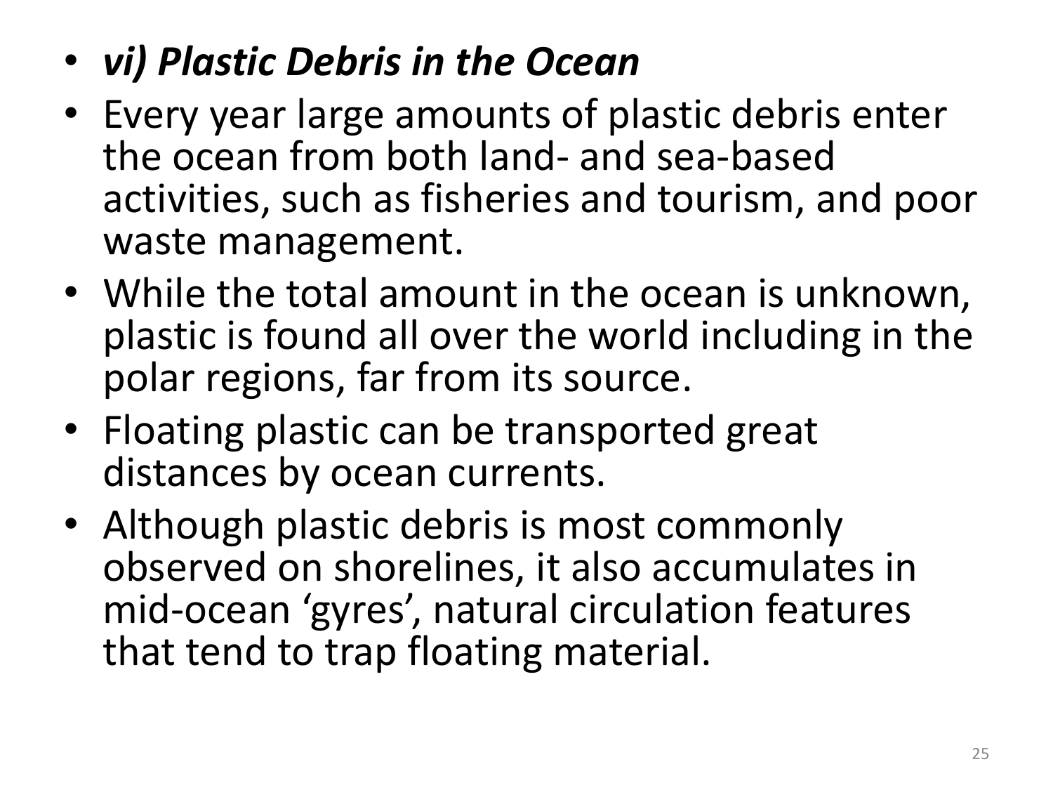- ***vi) Plastic Debris in the Ocean***
- Every year large amounts of plastic debris enter the ocean from both land- and sea-based activities, such as fisheries and tourism, and poor waste management.
- While the total amount in the ocean is unknown, plastic is found all over the world including in the polar regions, far from its source.
- Floating plastic can be transported great distances by ocean currents.
- Although plastic debris is most commonly observed on shorelines, it also accumulates in mid-ocean 'gyres', natural circulation features that tend to trap floating material.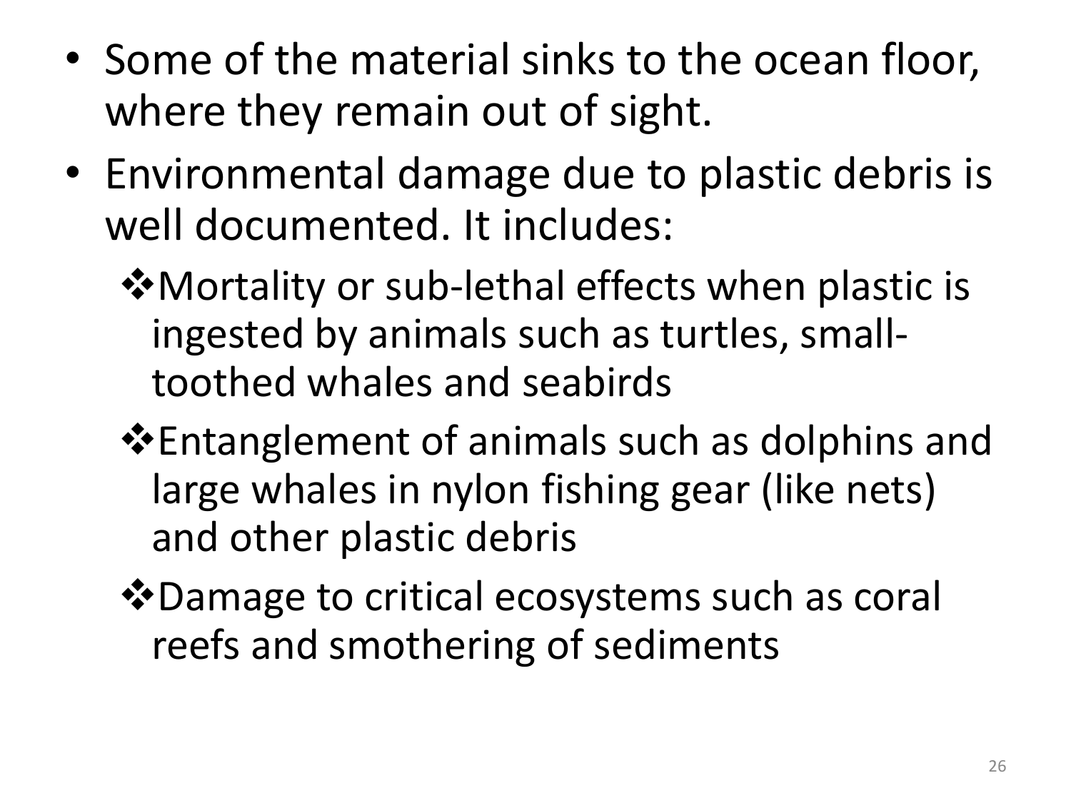- Some of the material sinks to the ocean floor, where they remain out of sight.
- Environmental damage due to plastic debris is well documented. It includes:
  - ❖Mortality or sub-lethal effects when plastic is ingested by animals such as turtles, small-toothed whales and seabirds
  - ❖Entanglement of animals such as dolphins and large whales in nylon fishing gear (like nets) and other plastic debris
  - ❖Damage to critical ecosystems such as coral reefs and smothering of sediments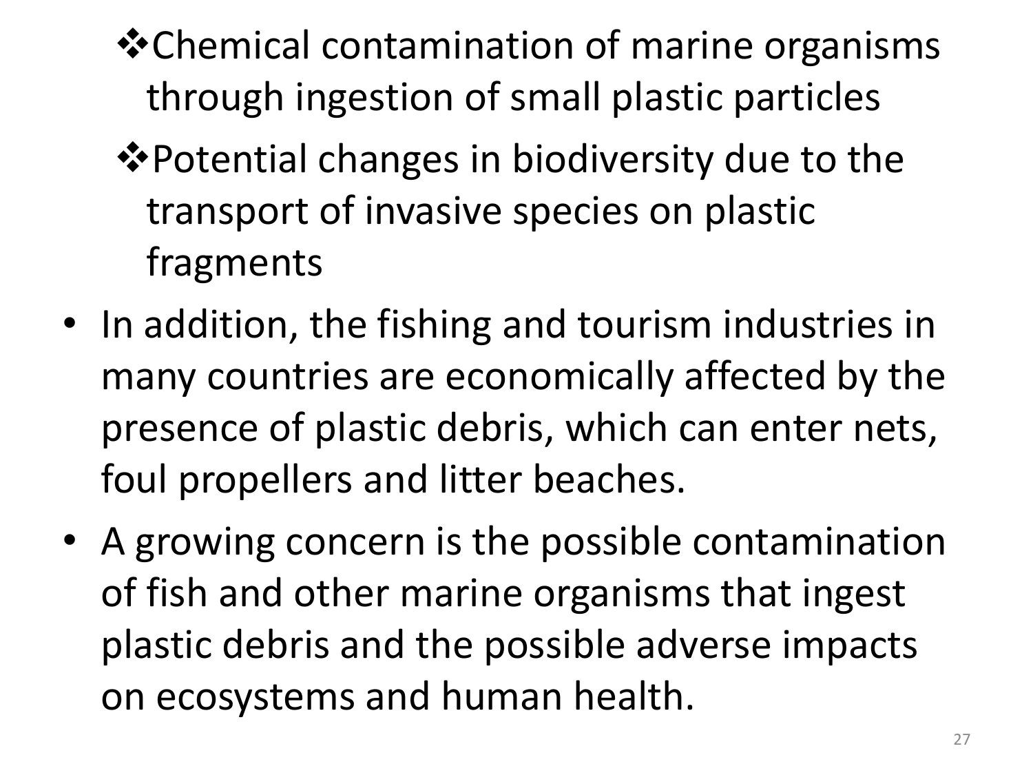- ❖Chemical contamination of marine organisms through ingestion of small plastic particles
- ❖Potential changes in biodiversity due to the transport of invasive species on plastic fragments

- In addition, the fishing and tourism industries in many countries are economically affected by the presence of plastic debris, which can enter nets, foul propellers and litter beaches.
- A growing concern is the possible contamination of fish and other marine organisms that ingest plastic debris and the possible adverse impacts on ecosystems and human health.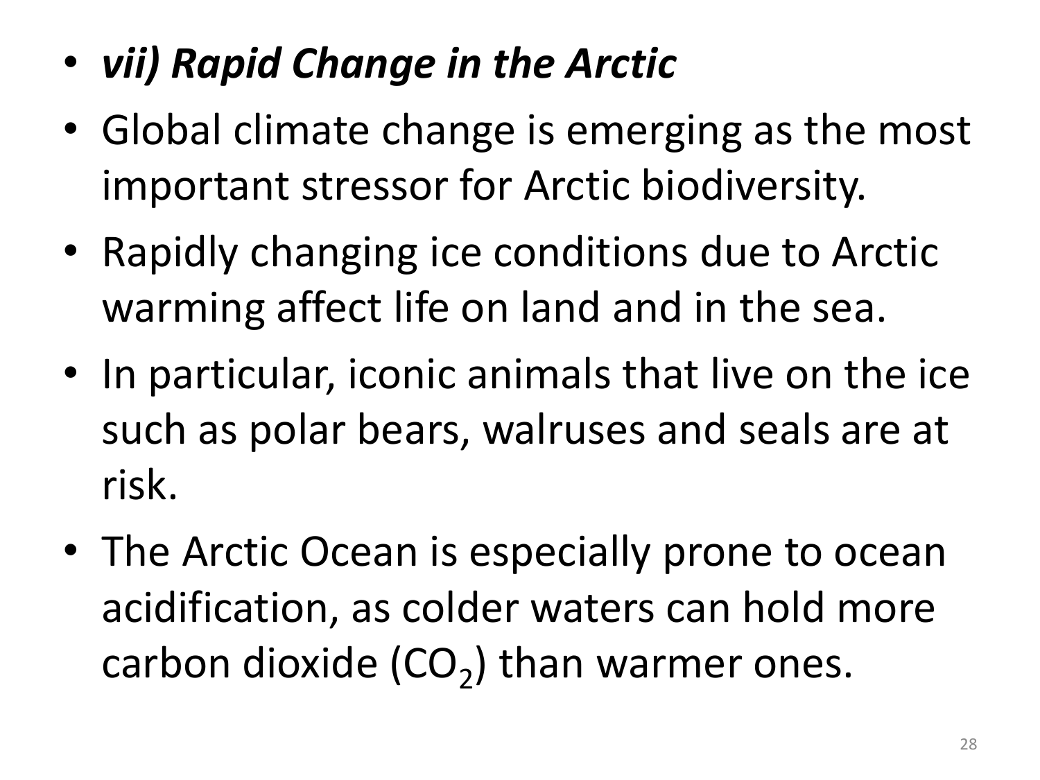- ***vii) Rapid Change in the Arctic***
- Global climate change is emerging as the most important stressor for Arctic biodiversity.
- Rapidly changing ice conditions due to Arctic warming affect life on land and in the sea.
- In particular, iconic animals that live on the ice such as polar bears, walruses and seals are at risk.
- The Arctic Ocean is especially prone to ocean acidification, as colder waters can hold more carbon dioxide ($CO_2$) than warmer ones.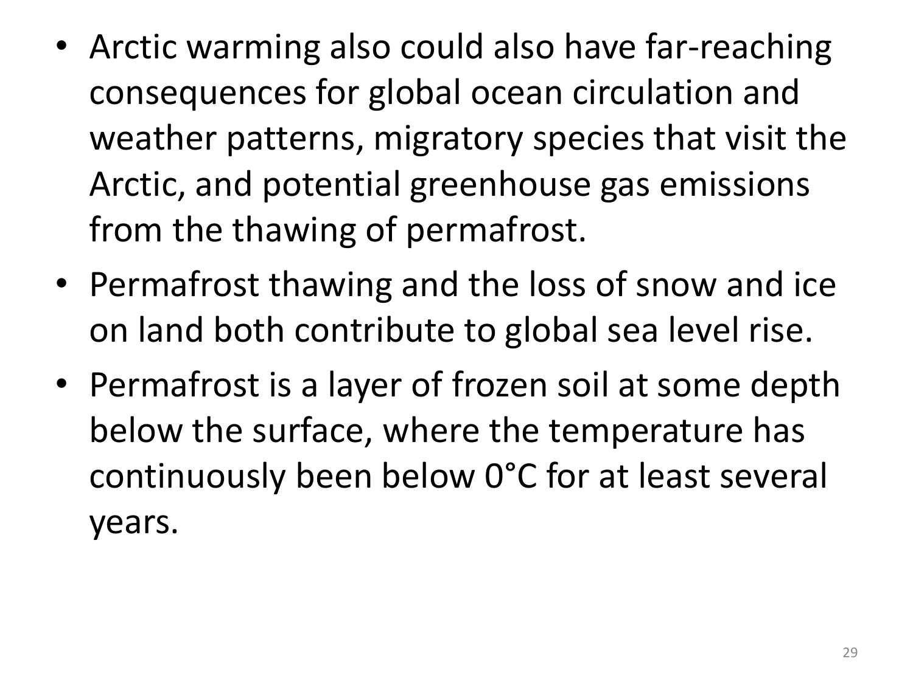- Arctic warming also could also have far-reaching consequences for global ocean circulation and weather patterns, migratory species that visit the Arctic, and potential greenhouse gas emissions from the thawing of permafrost.
- Permafrost thawing and the loss of snow and ice on land both contribute to global sea level rise.
- Permafrost is a layer of frozen soil at some depth below the surface, where the temperature has continuously been below 0°C for at least several years.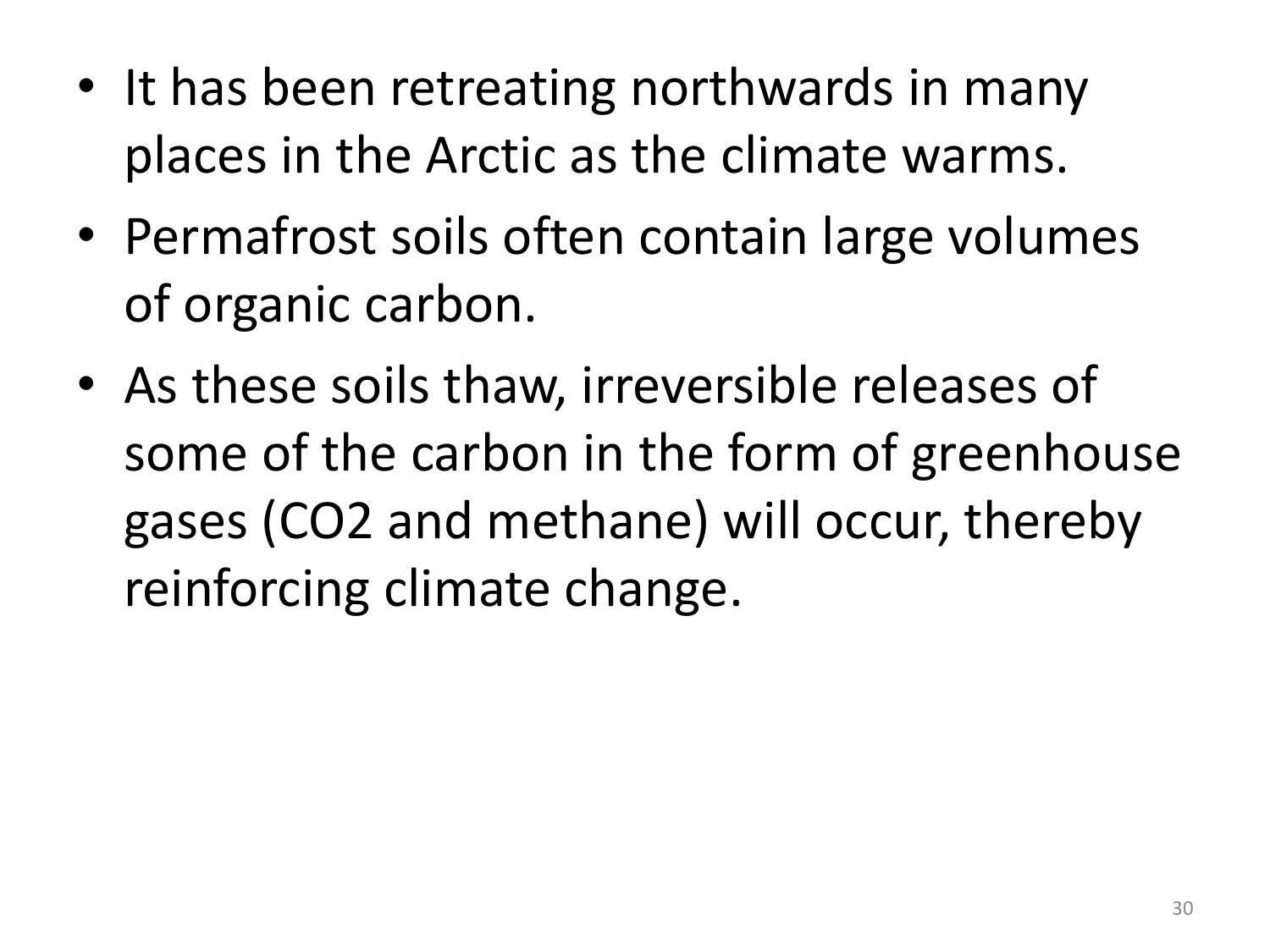- It has been retreating northwards in many places in the Arctic as the climate warms.
- Permafrost soils often contain large volumes of organic carbon.
- As these soils thaw, irreversible releases of some of the carbon in the form of greenhouse gases ($CO_2$ and methane) will occur, thereby reinforcing climate change.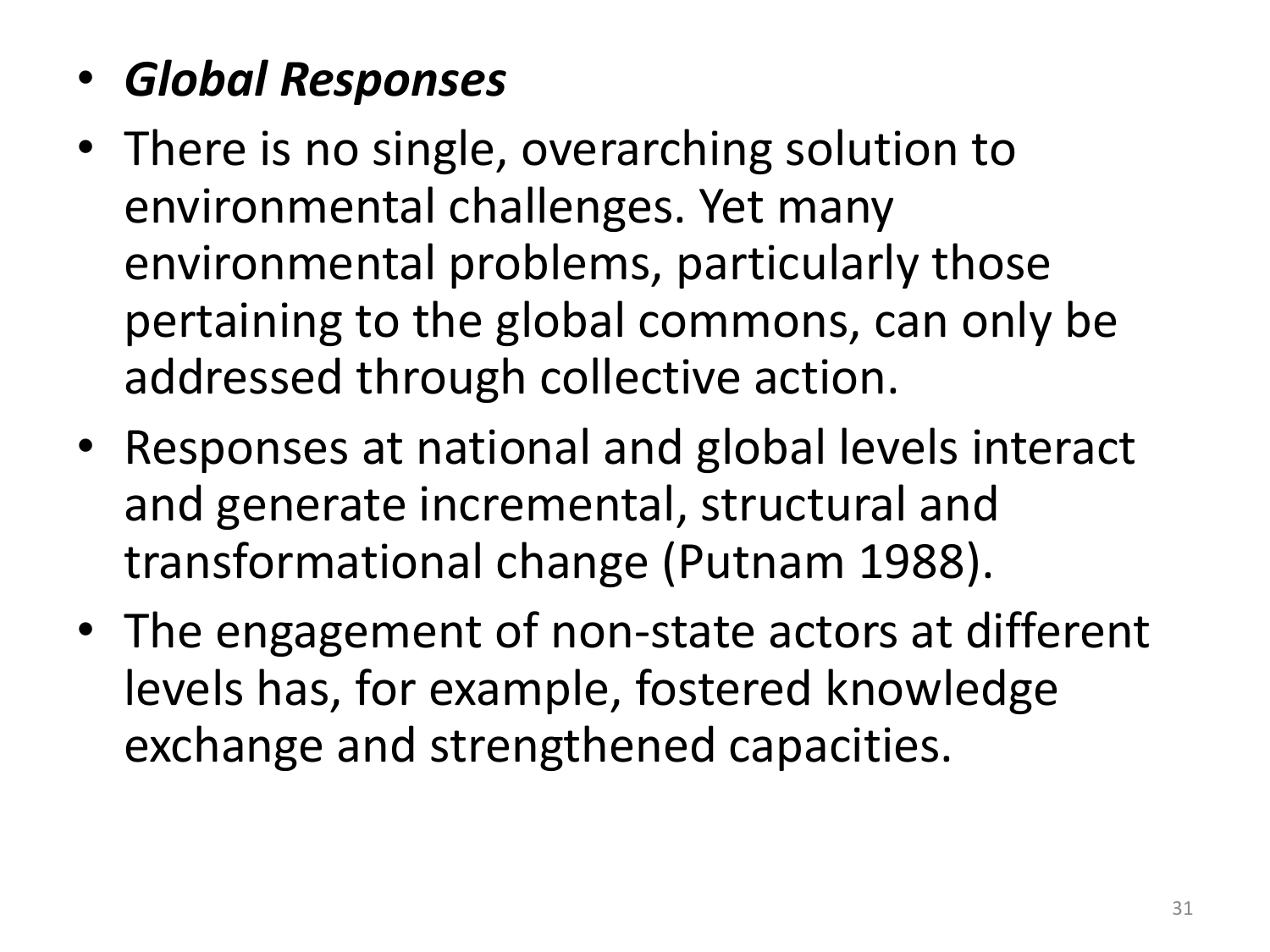- ***Global Responses***
- There is no single, overarching solution to environmental challenges. Yet many environmental problems, particularly those pertaining to the global commons, can only be addressed through collective action.
- Responses at national and global levels interact and generate incremental, structural and transformational change (Putnam 1988).
- The engagement of non-state actors at different levels has, for example, fostered knowledge exchange and strengthened capacities.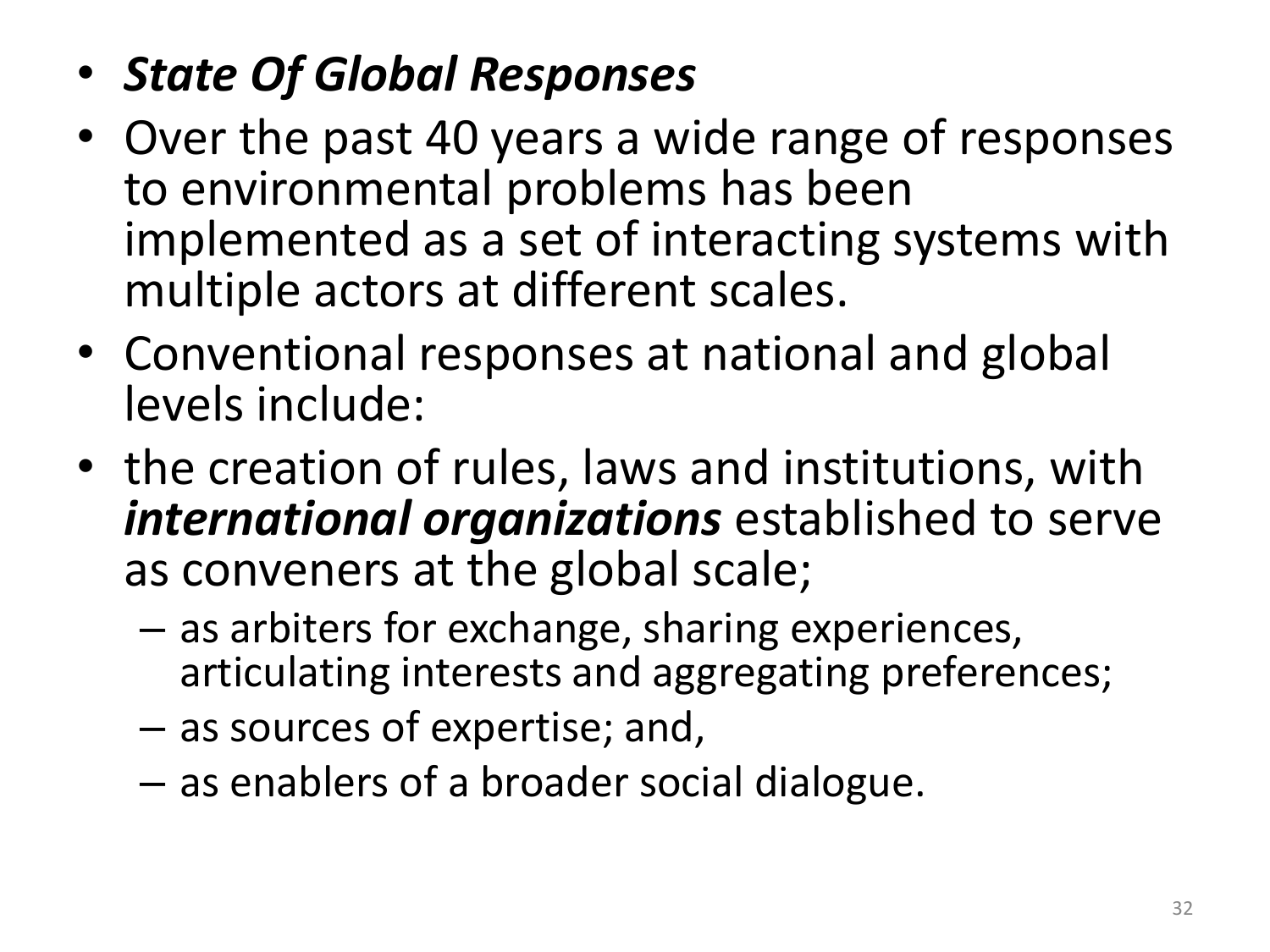- ***State Of Global Responses***
- Over the past 40 years a wide range of responses to environmental problems has been implemented as a set of interacting systems with multiple actors at different scales.
- Conventional responses at national and global levels include:
- the creation of rules, laws and institutions, with ***international organizations*** established to serve as conveners at the global scale;
  - as arbiters for exchange, sharing experiences, articulating interests and aggregating preferences;
  - as sources of expertise; and,
  - as enablers of a broader social dialogue.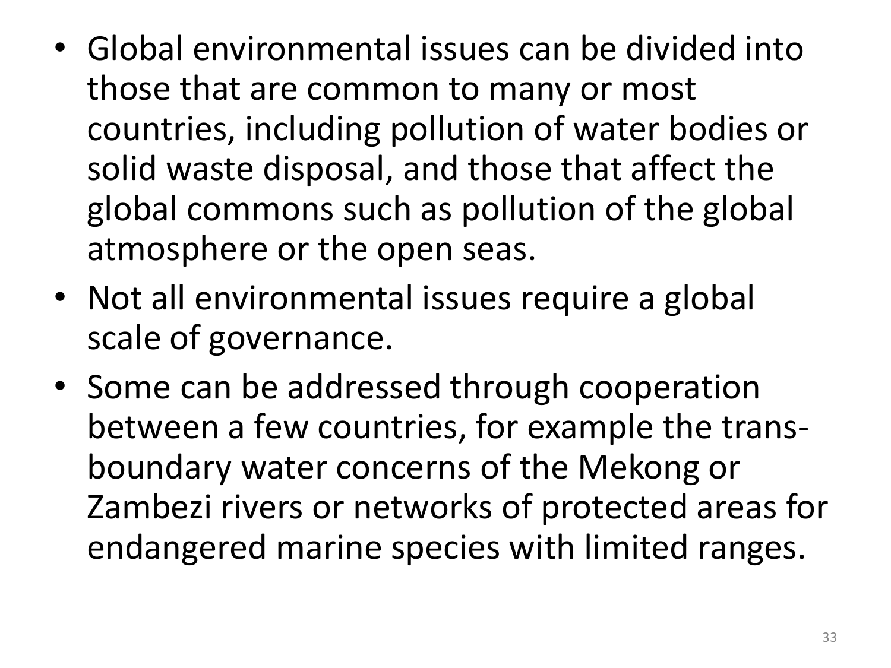- Global environmental issues can be divided into those that are common to many or most countries, including pollution of water bodies or solid waste disposal, and those that affect the global commons such as pollution of the global atmosphere or the open seas.
- Not all environmental issues require a global scale of governance.
- Some can be addressed through cooperation between a few countries, for example the trans-boundary water concerns of the Mekong or Zambezi rivers or networks of protected areas for endangered marine species with limited ranges.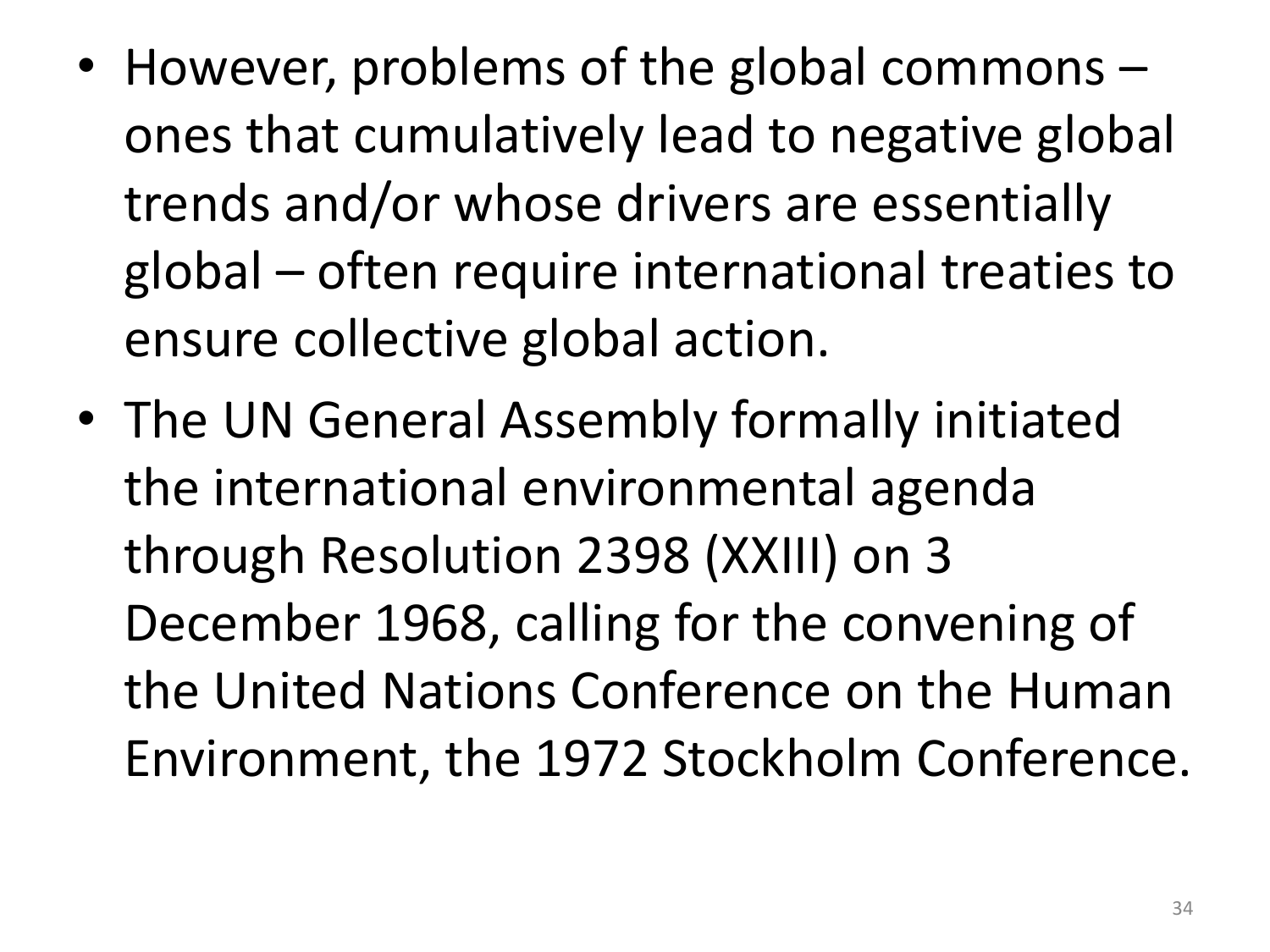- However, problems of the global commons – ones that cumulatively lead to negative global trends and/or whose drivers are essentially global – often require international treaties to ensure collective global action.
- The UN General Assembly formally initiated the international environmental agenda through Resolution 2398 (XXIII) on 3 December 1968, calling for the convening of the United Nations Conference on the Human Environment, the 1972 Stockholm Conference.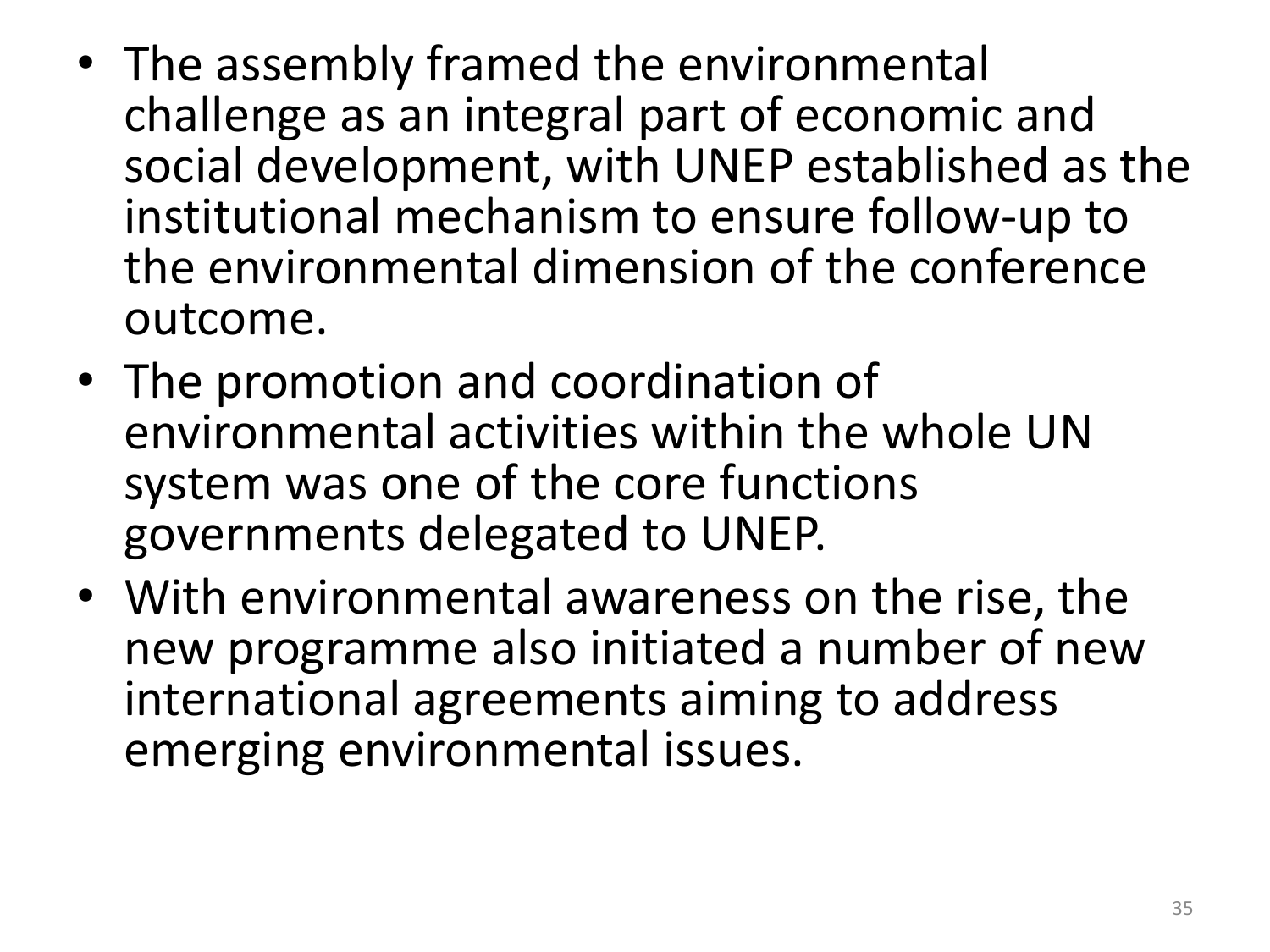- The assembly framed the environmental challenge as an integral part of economic and social development, with UNEP established as the institutional mechanism to ensure follow-up to the environmental dimension of the conference outcome.
- The promotion and coordination of environmental activities within the whole UN system was one of the core functions governments delegated to UNEP.
- With environmental awareness on the rise, the new programme also initiated a number of new international agreements aiming to address emerging environmental issues.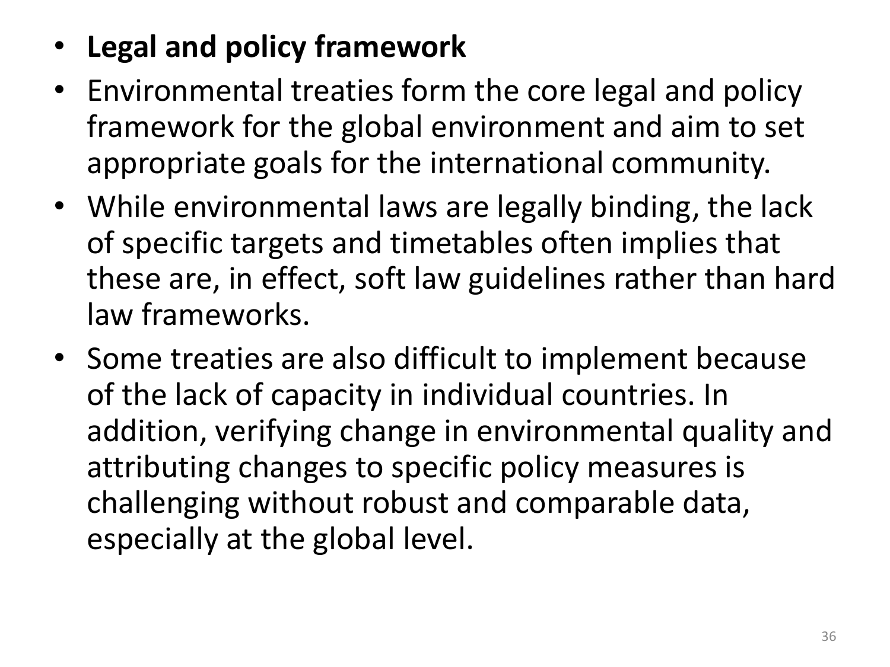- **Legal and policy framework**
- Environmental treaties form the core legal and policy framework for the global environment and aim to set appropriate goals for the international community.
- While environmental laws are legally binding, the lack of specific targets and timetables often implies that these are, in effect, soft law guidelines rather than hard law frameworks.
- Some treaties are also difficult to implement because of the lack of capacity in individual countries. In addition, verifying change in environmental quality and attributing changes to specific policy measures is challenging without robust and comparable data, especially at the global level.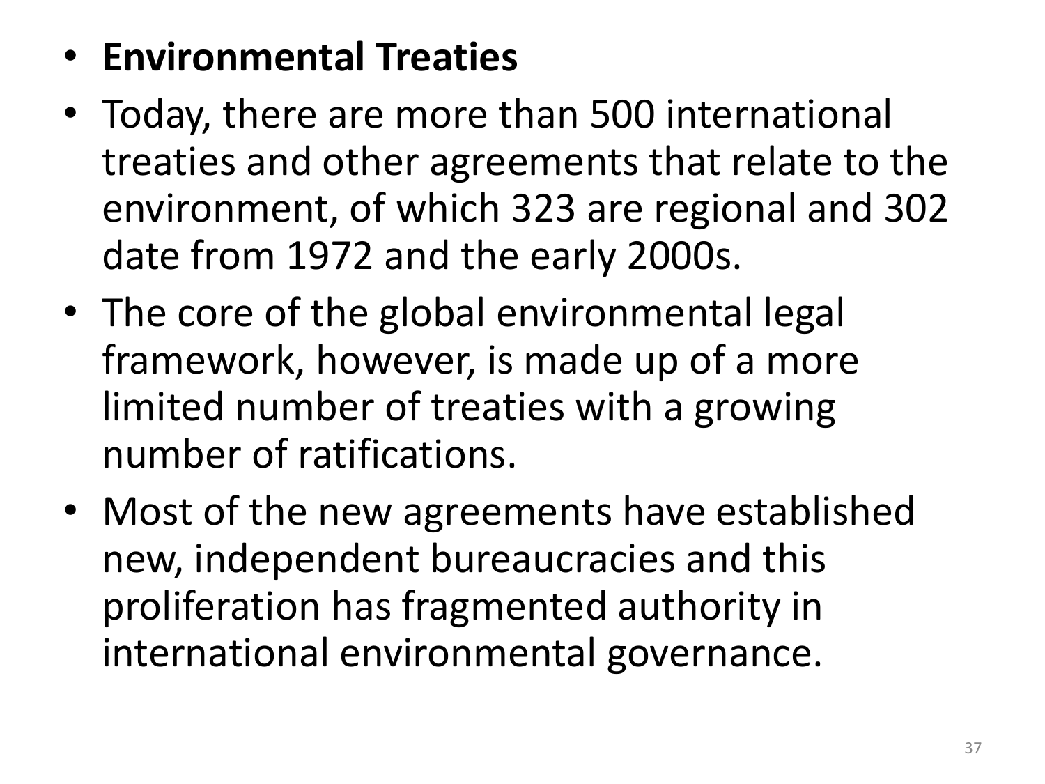- **Environmental Treaties**
- Today, there are more than 500 international treaties and other agreements that relate to the environment, of which 323 are regional and 302 date from 1972 and the early 2000s.
- The core of the global environmental legal framework, however, is made up of a more limited number of treaties with a growing number of ratifications.
- Most of the new agreements have established new, independent bureaucracies and this proliferation has fragmented authority in international environmental governance.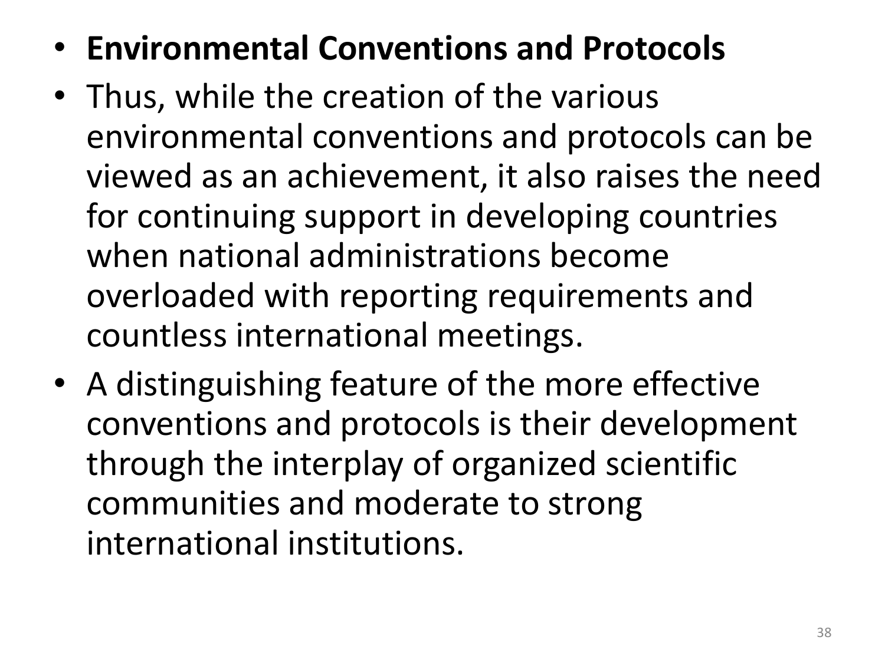- **Environmental Conventions and Protocols**
- Thus, while the creation of the various environmental conventions and protocols can be viewed as an achievement, it also raises the need for continuing support in developing countries when national administrations become overloaded with reporting requirements and countless international meetings.
- A distinguishing feature of the more effective conventions and protocols is their development through the interplay of organized scientific communities and moderate to strong international institutions.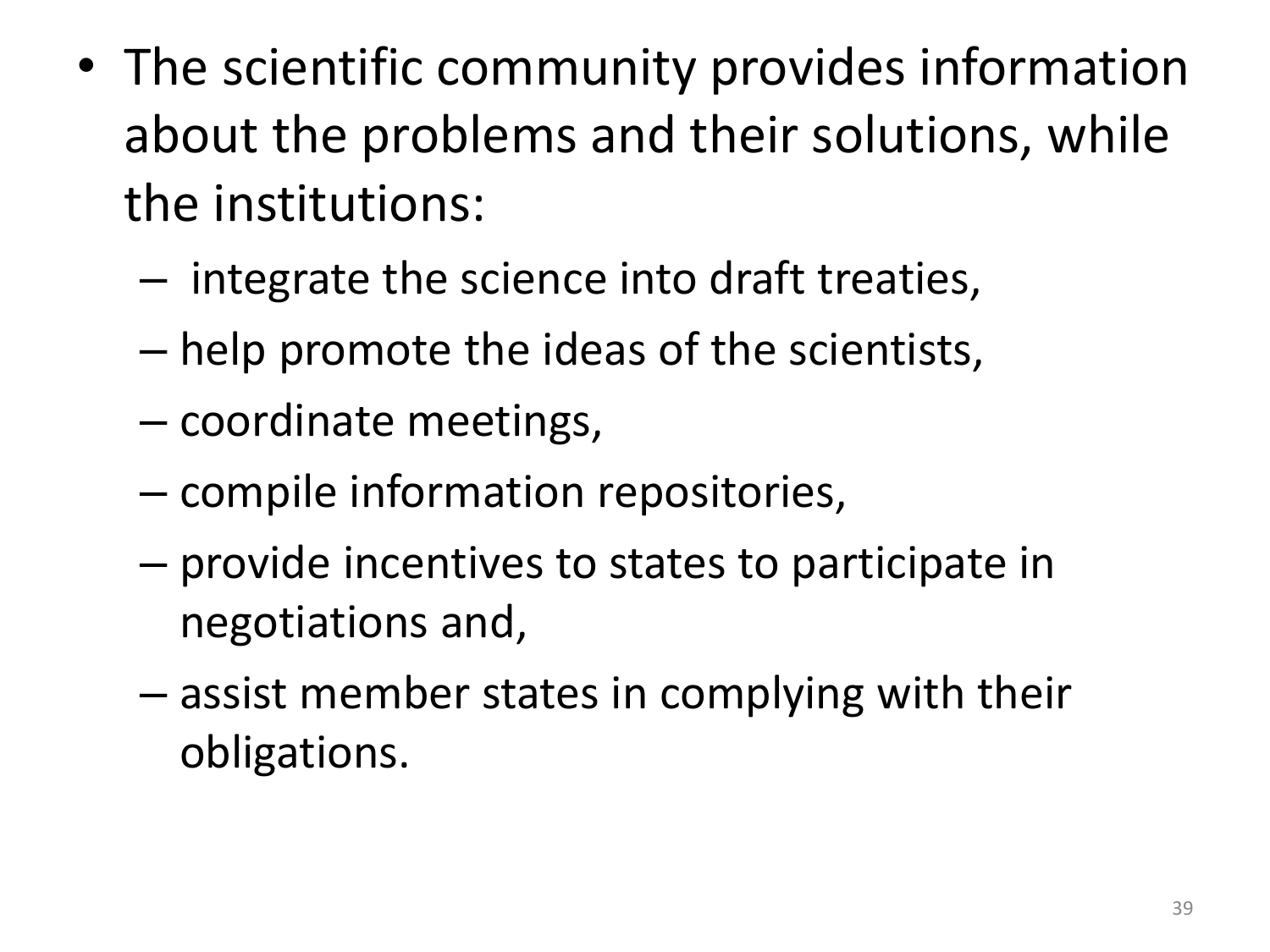- The scientific community provides information about the problems and their solutions, while the institutions:
  - integrate the science into draft treaties,
  - help promote the ideas of the scientists,
  - coordinate meetings,
  - compile information repositories,
  - provide incentives to states to participate in negotiations and,
  - assist member states in complying with their obligations.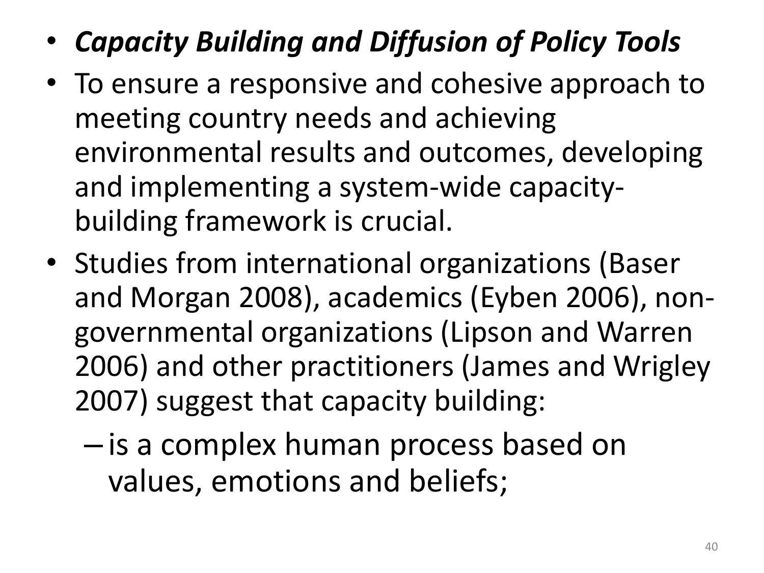- ***Capacity Building and Diffusion of Policy Tools***
- To ensure a responsive and cohesive approach to meeting country needs and achieving environmental results and outcomes, developing and implementing a system-wide capacity-building framework is crucial.
- Studies from international organizations (Baser and Morgan 2008), academics (Eyben 2006), non-governmental organizations (Lipson and Warren 2006) and other practitioners (James and Wrigley 2007) suggest that capacity building:
  - is a complex human process based on values, emotions and beliefs;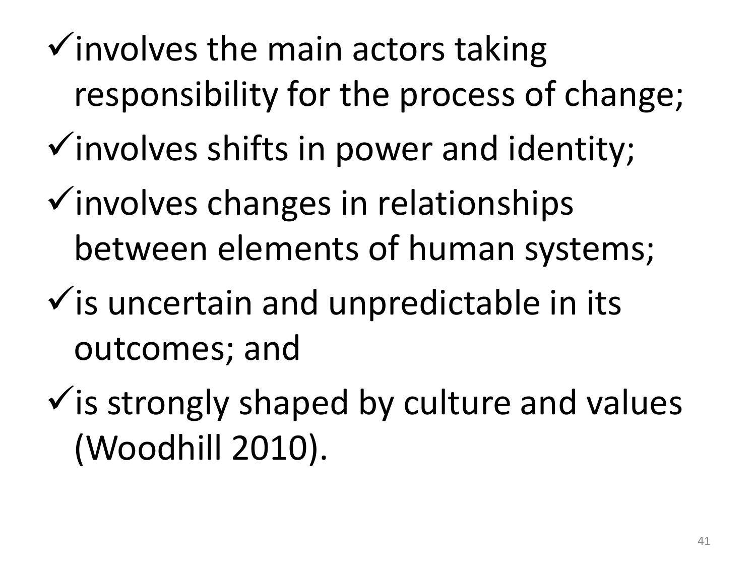- ✓ involves the main actors taking responsibility for the process of change;
- ✓ involves shifts in power and identity;
- ✓ involves changes in relationships between elements of human systems;
- ✓ is uncertain and unpredictable in its outcomes; and
- ✓ is strongly shaped by culture and values (Woodhill 2010).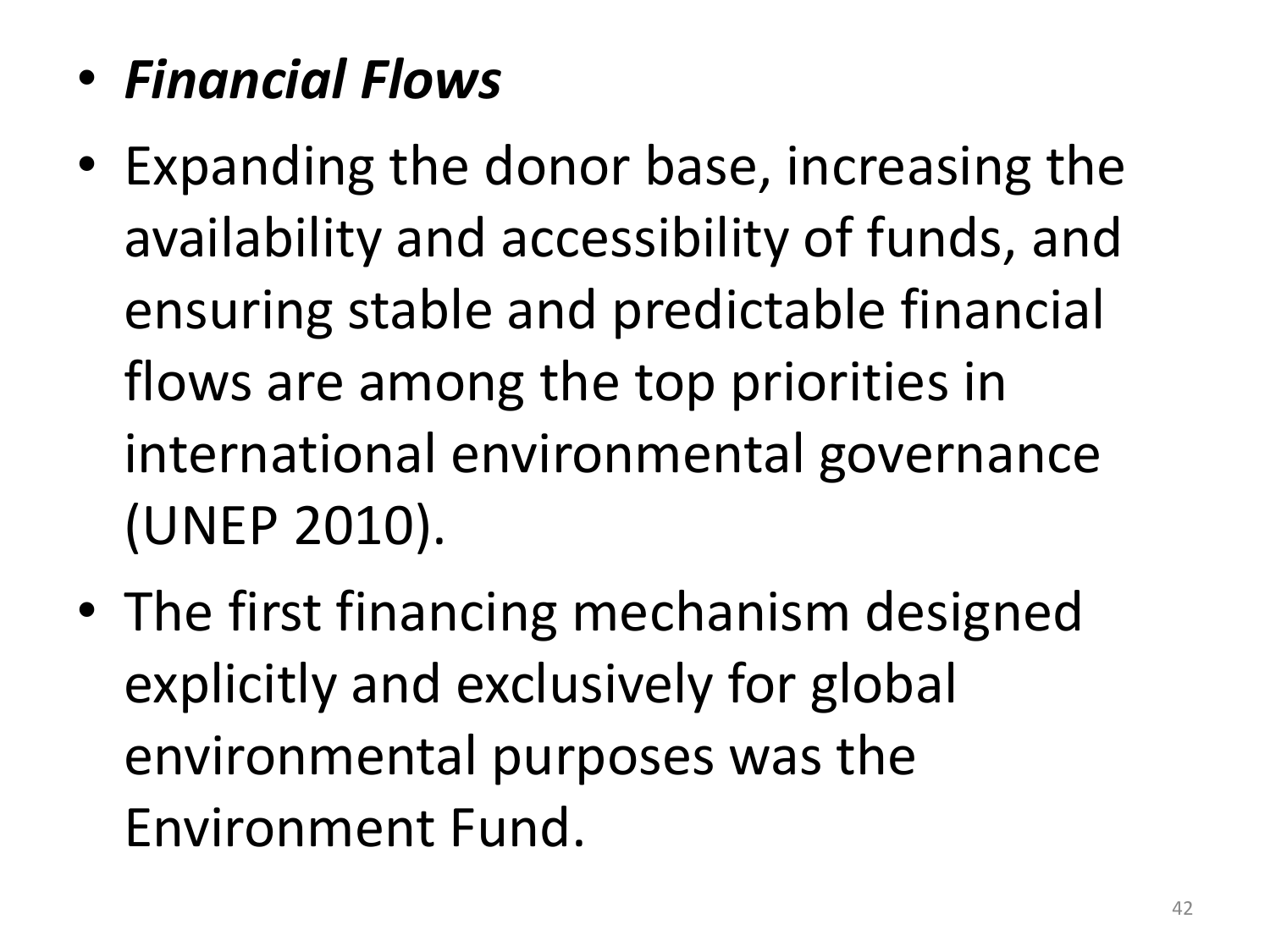- ***Financial Flows***
- Expanding the donor base, increasing the availability and accessibility of funds, and ensuring stable and predictable financial flows are among the top priorities in international environmental governance (UNEP 2010).
- The first financing mechanism designed explicitly and exclusively for global environmental purposes was the Environment Fund.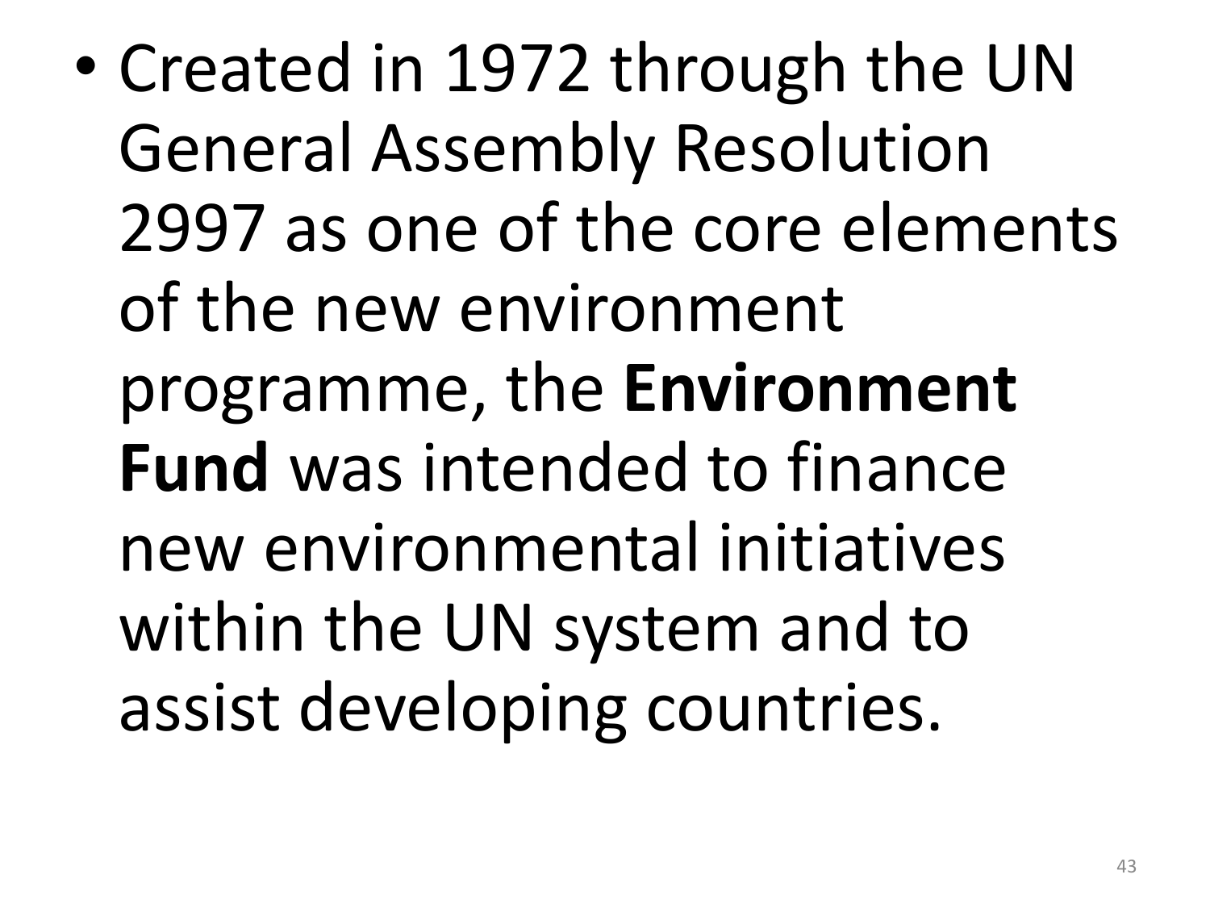- Created in 1972 through the UN General Assembly Resolution 2997 as one of the core elements of the new environment programme, the **Environment Fund** was intended to finance new environmental initiatives within the UN system and to assist developing countries.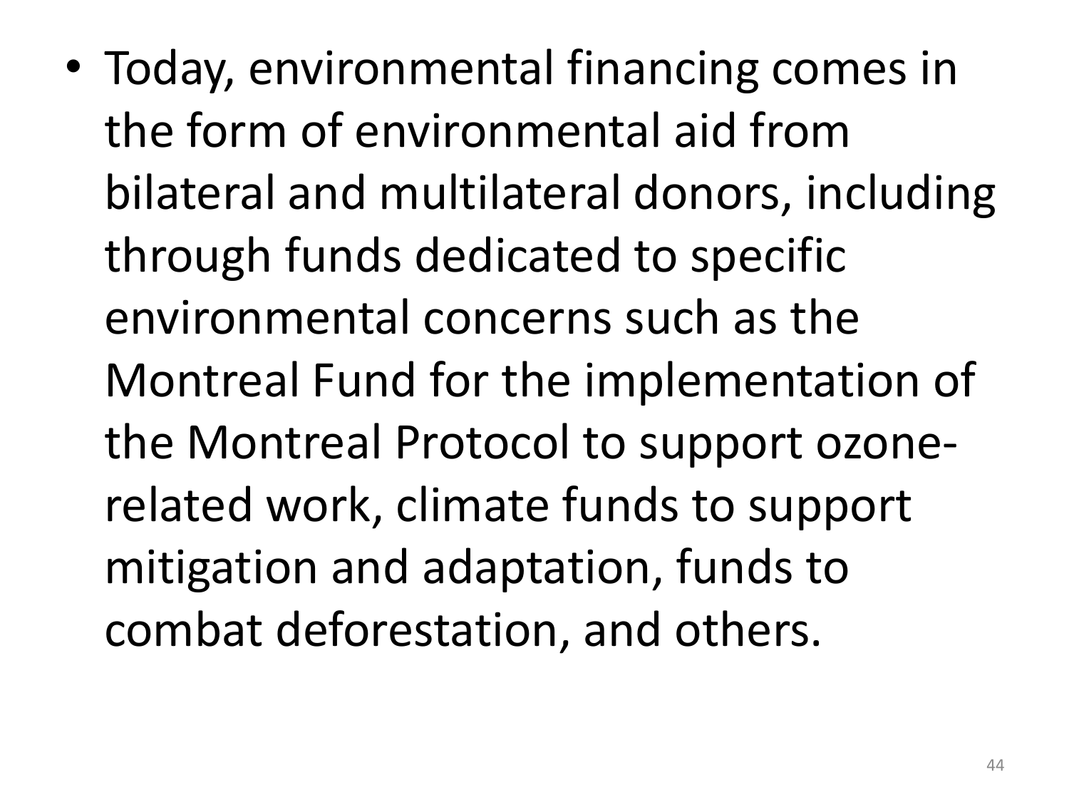- Today, environmental financing comes in the form of environmental aid from bilateral and multilateral donors, including through funds dedicated to specific environmental concerns such as the Montreal Fund for the implementation of the Montreal Protocol to support ozone-related work, climate funds to support mitigation and adaptation, funds to combat deforestation, and others.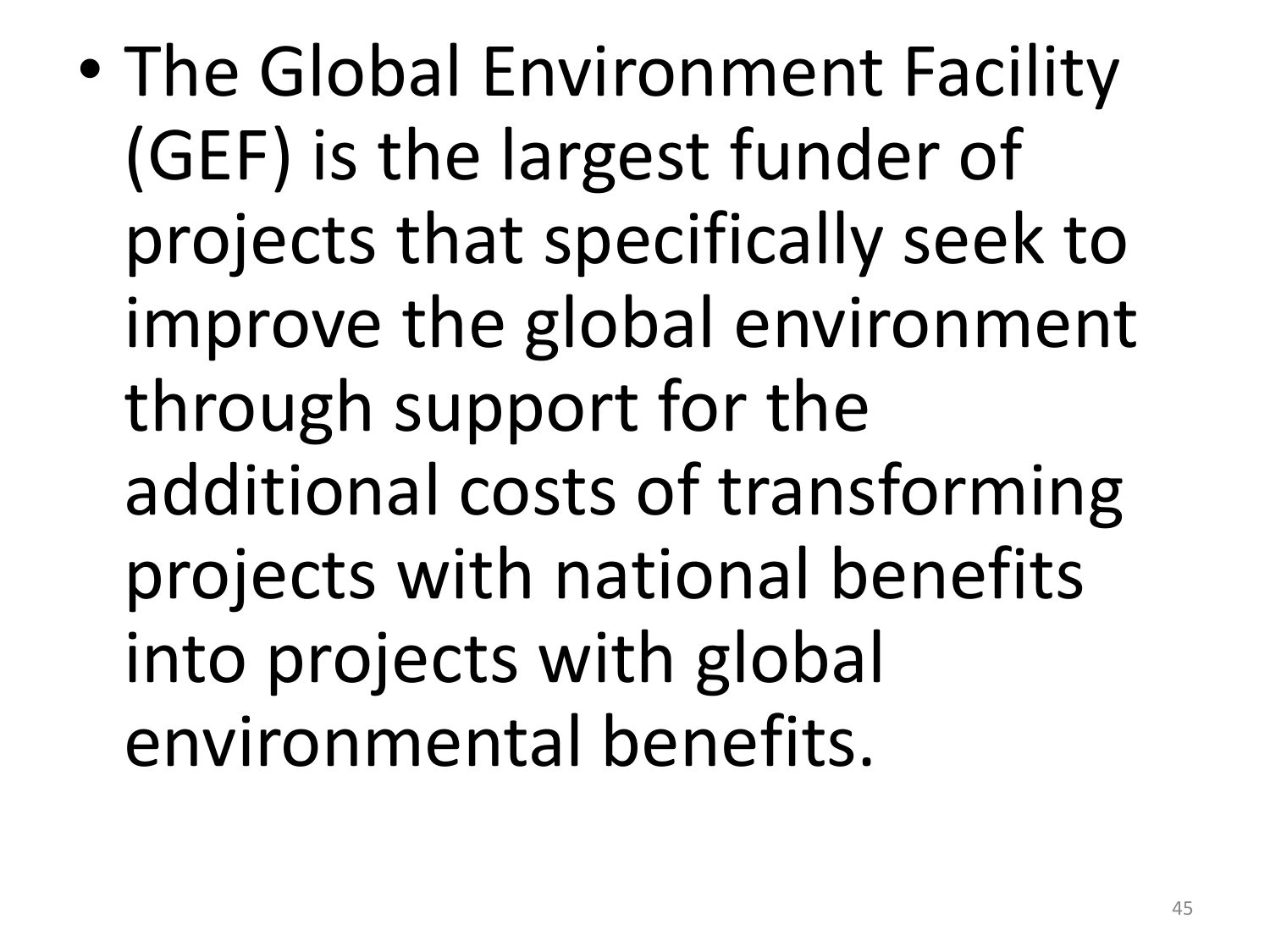- The Global Environment Facility (GEF) is the largest funder of projects that specifically seek to improve the global environment through support for the additional costs of transforming projects with national benefits into projects with global environmental benefits.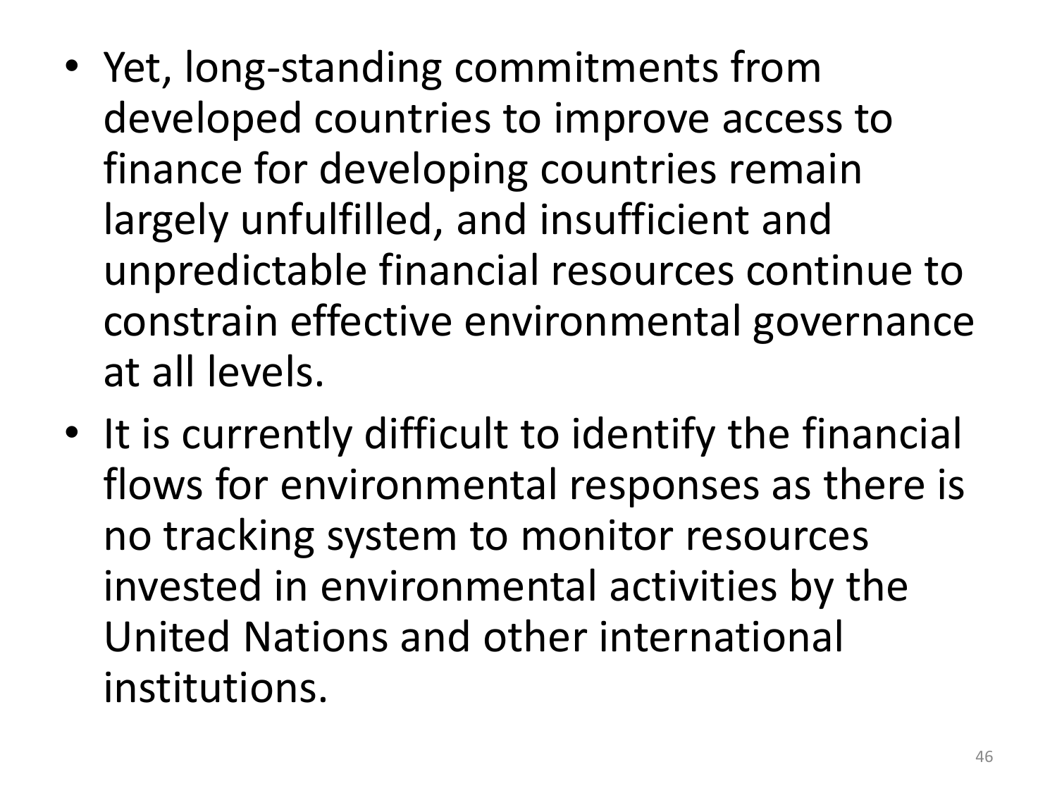- Yet, long-standing commitments from developed countries to improve access to finance for developing countries remain largely unfulfilled, and insufficient and unpredictable financial resources continue to constrain effective environmental governance at all levels.
- It is currently difficult to identify the financial flows for environmental responses as there is no tracking system to monitor resources invested in environmental activities by the United Nations and other international institutions.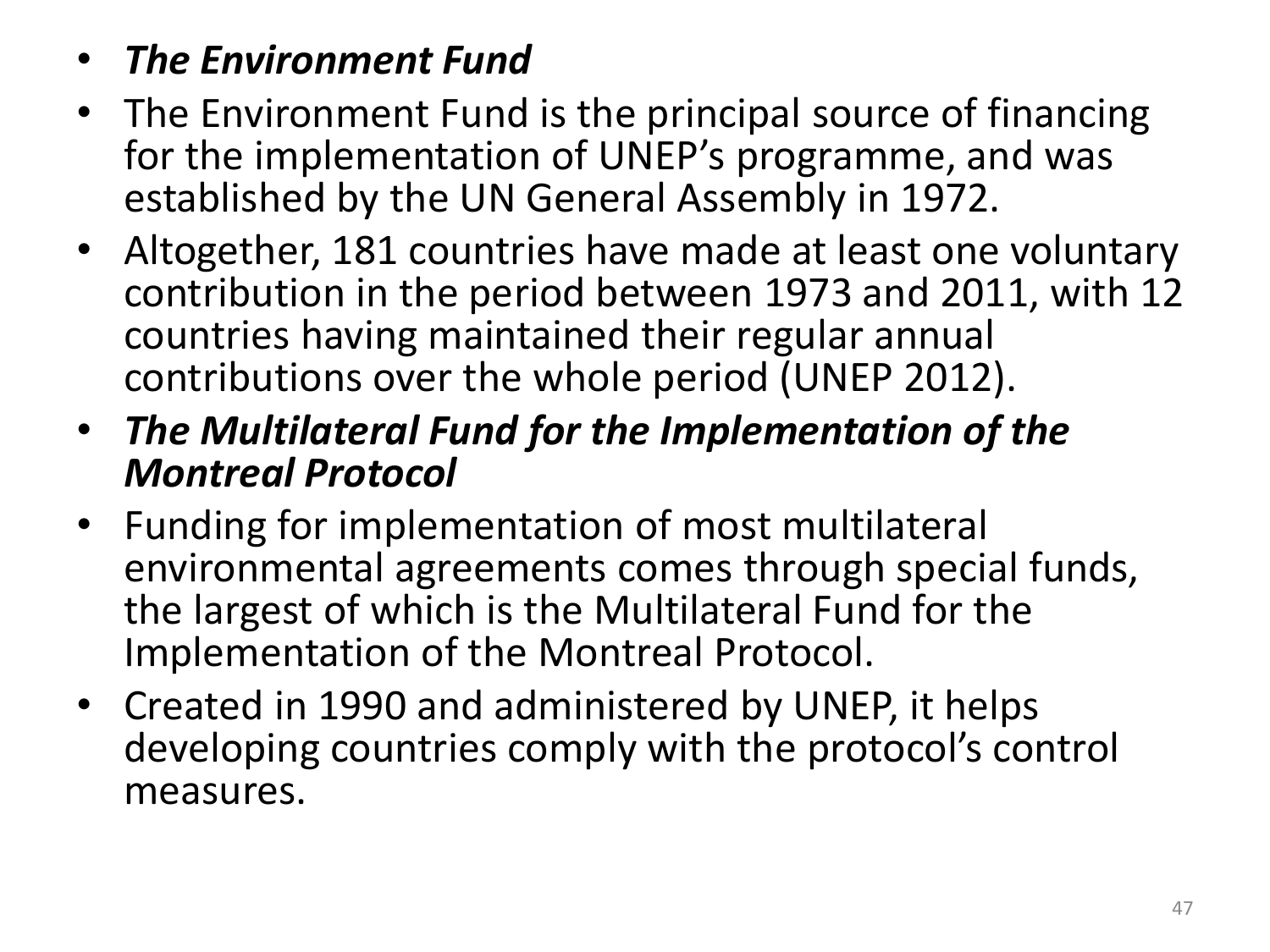- ***The Environment Fund***
- The Environment Fund is the principal source of financing for the implementation of UNEP's programme, and was established by the UN General Assembly in 1972.
- Altogether, 181 countries have made at least one voluntary contribution in the period between 1973 and 2011, with 12 countries having maintained their regular annual contributions over the whole period (UNEP 2012).
- ***The Multilateral Fund for the Implementation of the Montreal Protocol***
- Funding for implementation of most multilateral environmental agreements comes through special funds, the largest of which is the Multilateral Fund for the Implementation of the Montreal Protocol.
- Created in 1990 and administered by UNEP, it helps developing countries comply with the protocol's control measures.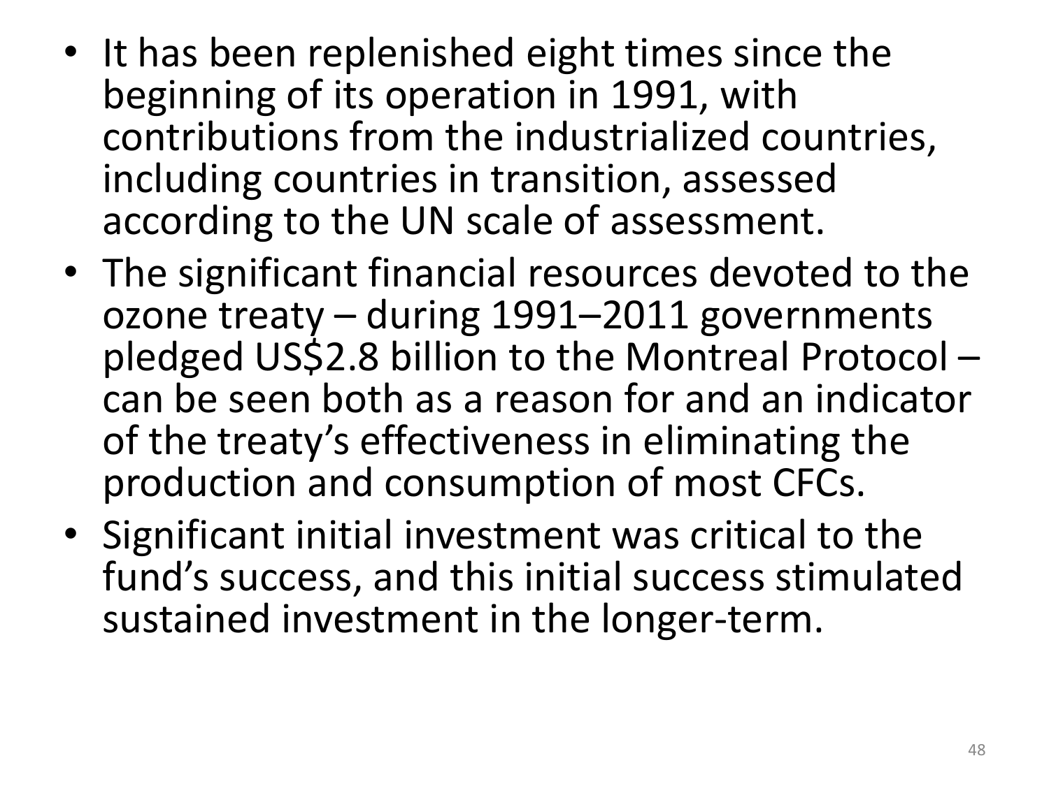- It has been replenished eight times since the beginning of its operation in 1991, with contributions from the industrialized countries, including countries in transition, assessed according to the UN scale of assessment.
- The significant financial resources devoted to the ozone treaty – during 1991–2011 governments pledged US$2.8 billion to the Montreal Protocol – can be seen both as a reason for and an indicator of the treaty's effectiveness in eliminating the production and consumption of most CFCs.
- Significant initial investment was critical to the fund's success, and this initial success stimulated sustained investment in the longer-term.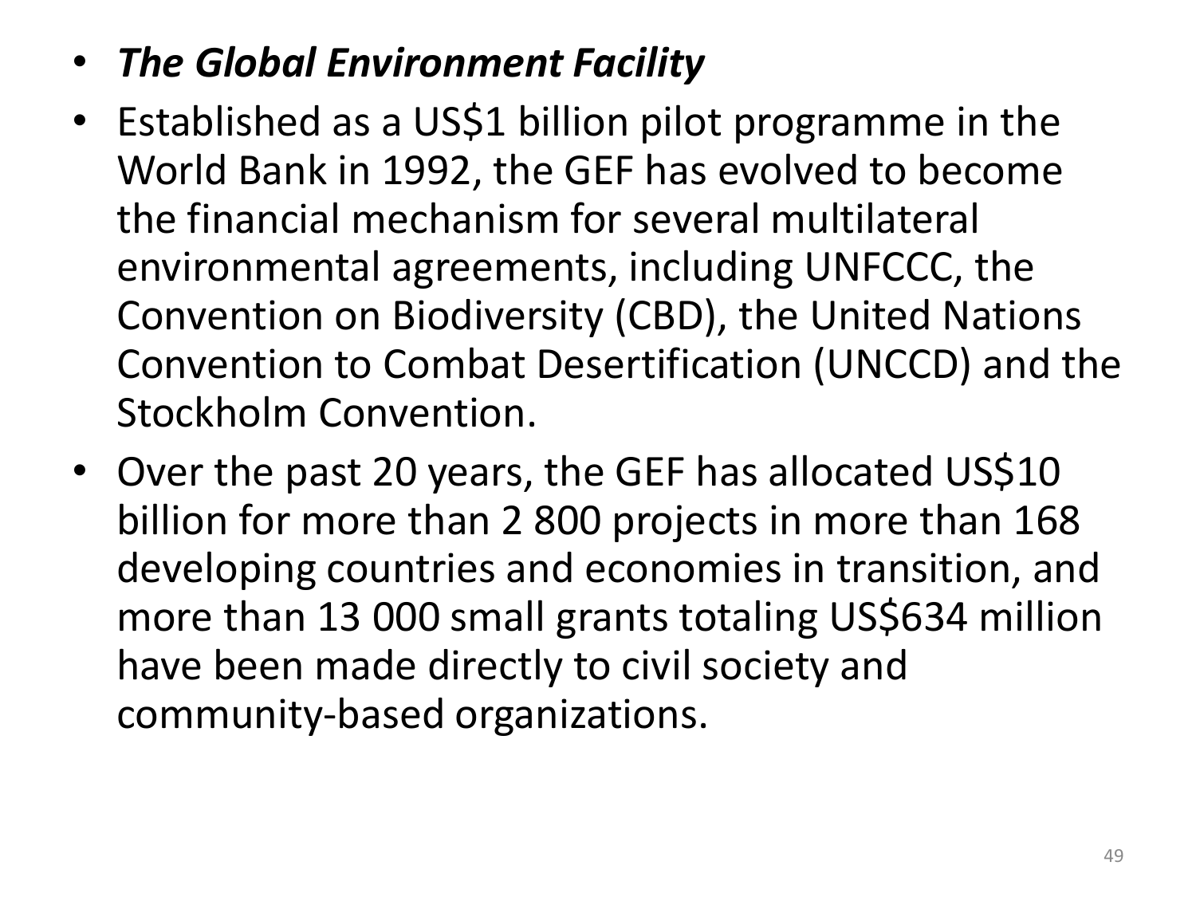- ***The Global Environment Facility***
- Established as a US$1 billion pilot programme in the World Bank in 1992, the GEF has evolved to become the financial mechanism for several multilateral environmental agreements, including UNFCCC, the Convention on Biodiversity (CBD), the United Nations Convention to Combat Desertification (UNCCD) and the Stockholm Convention.
- Over the past 20 years, the GEF has allocated US$10 billion for more than 2 800 projects in more than 168 developing countries and economies in transition, and more than 13 000 small grants totaling US$634 million have been made directly to civil society and community-based organizations.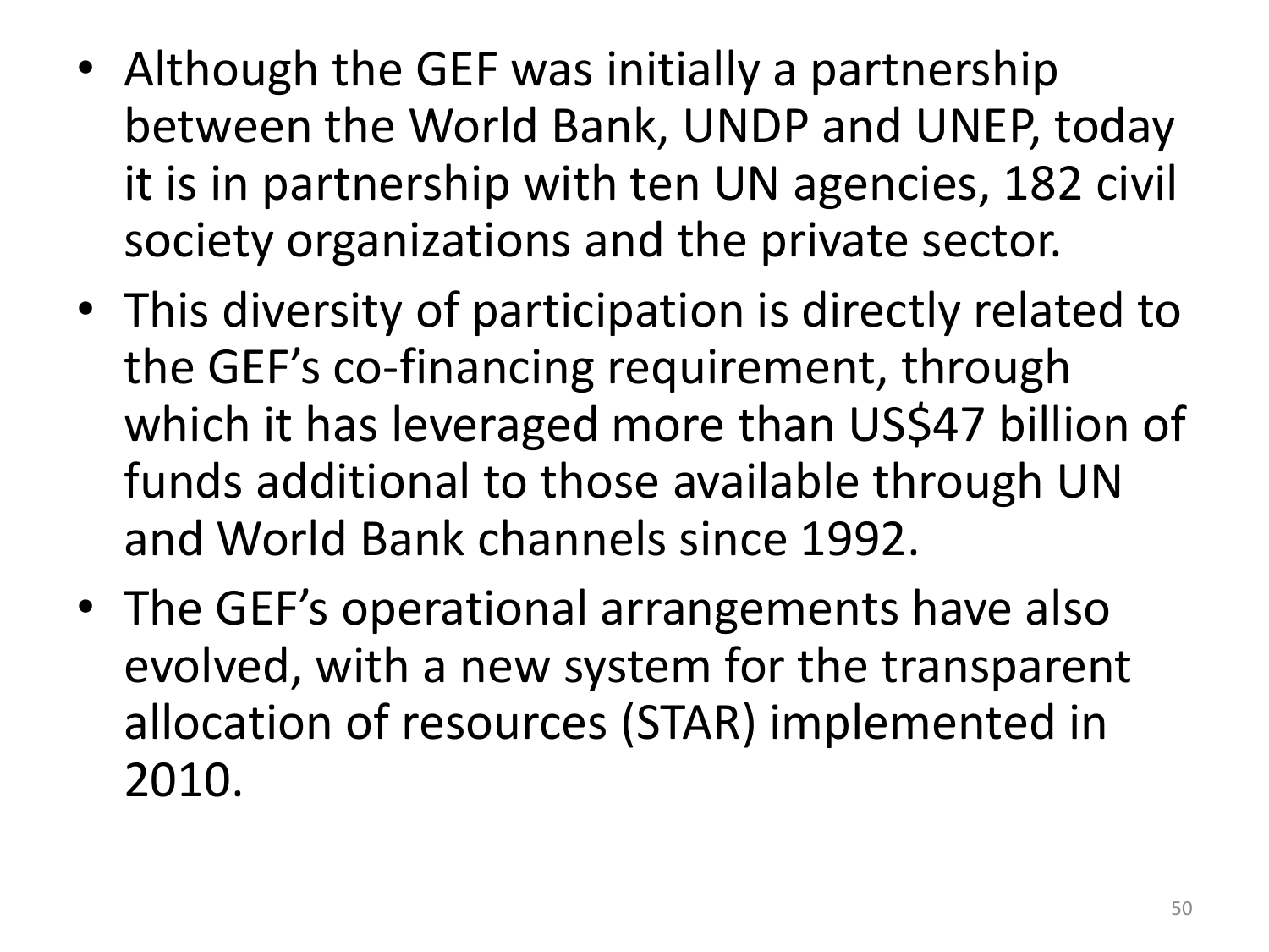- Although the GEF was initially a partnership between the World Bank, UNDP and UNEP, today it is in partnership with ten UN agencies, 182 civil society organizations and the private sector.
- This diversity of participation is directly related to the GEF's co-financing requirement, through which it has leveraged more than US$47 billion of funds additional to those available through UN and World Bank channels since 1992.
- The GEF's operational arrangements have also evolved, with a new system for the transparent allocation of resources (STAR) implemented in 2010.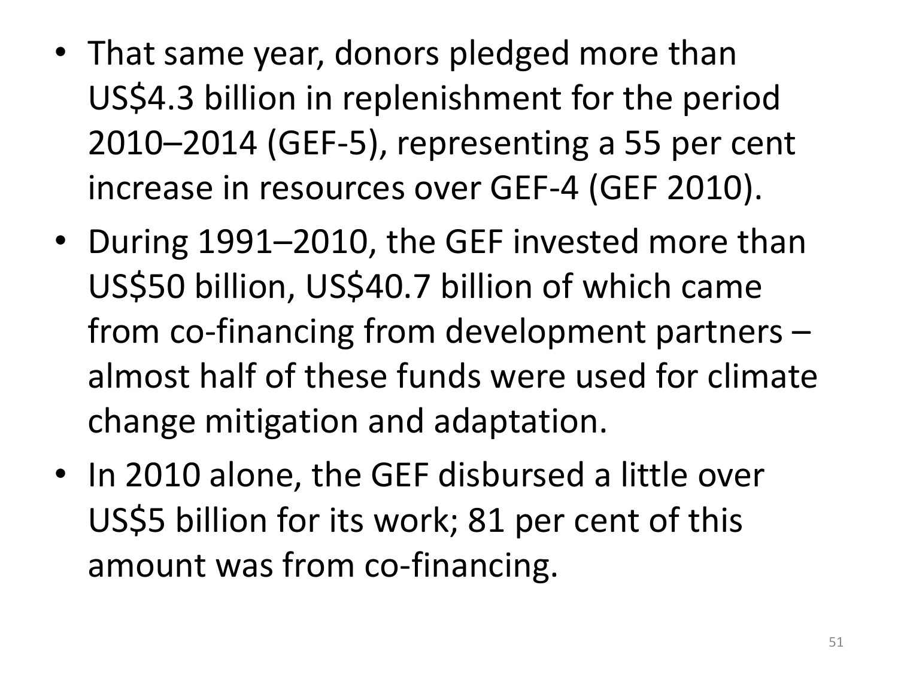- That same year, donors pledged more than US$4.3 billion in replenishment for the period 2010–2014 (GEF-5), representing a 55 per cent increase in resources over GEF-4 (GEF 2010).
- During 1991–2010, the GEF invested more than US$50 billion, US$40.7 billion of which came from co-financing from development partners – almost half of these funds were used for climate change mitigation and adaptation.
- In 2010 alone, the GEF disbursed a little over US$5 billion for its work; 81 per cent of this amount was from co-financing.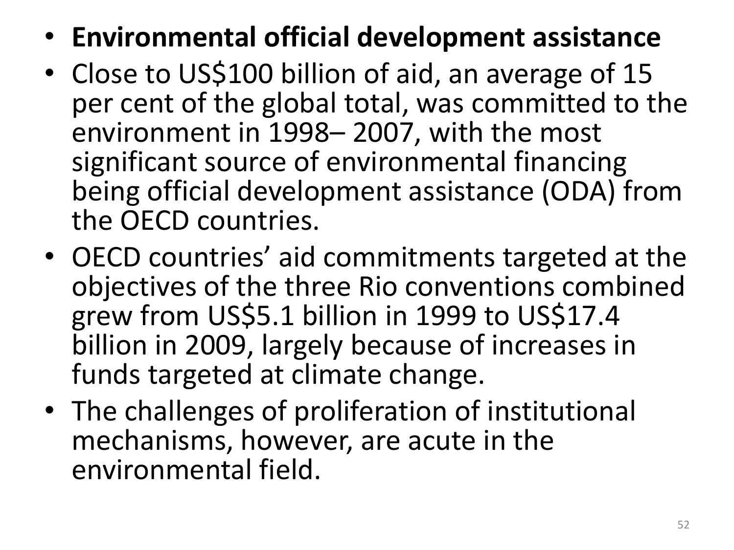- **Environmental official development assistance**
- Close to US$100 billion of aid, an average of 15 per cent of the global total, was committed to the environment in 1998– 2007, with the most significant source of environmental financing being official development assistance (ODA) from the OECD countries.
- OECD countries' aid commitments targeted at the objectives of the three Rio conventions combined grew from US$5.1 billion in 1999 to US$17.4 billion in 2009, largely because of increases in funds targeted at climate change.
- The challenges of proliferation of institutional mechanisms, however, are acute in the environmental field.